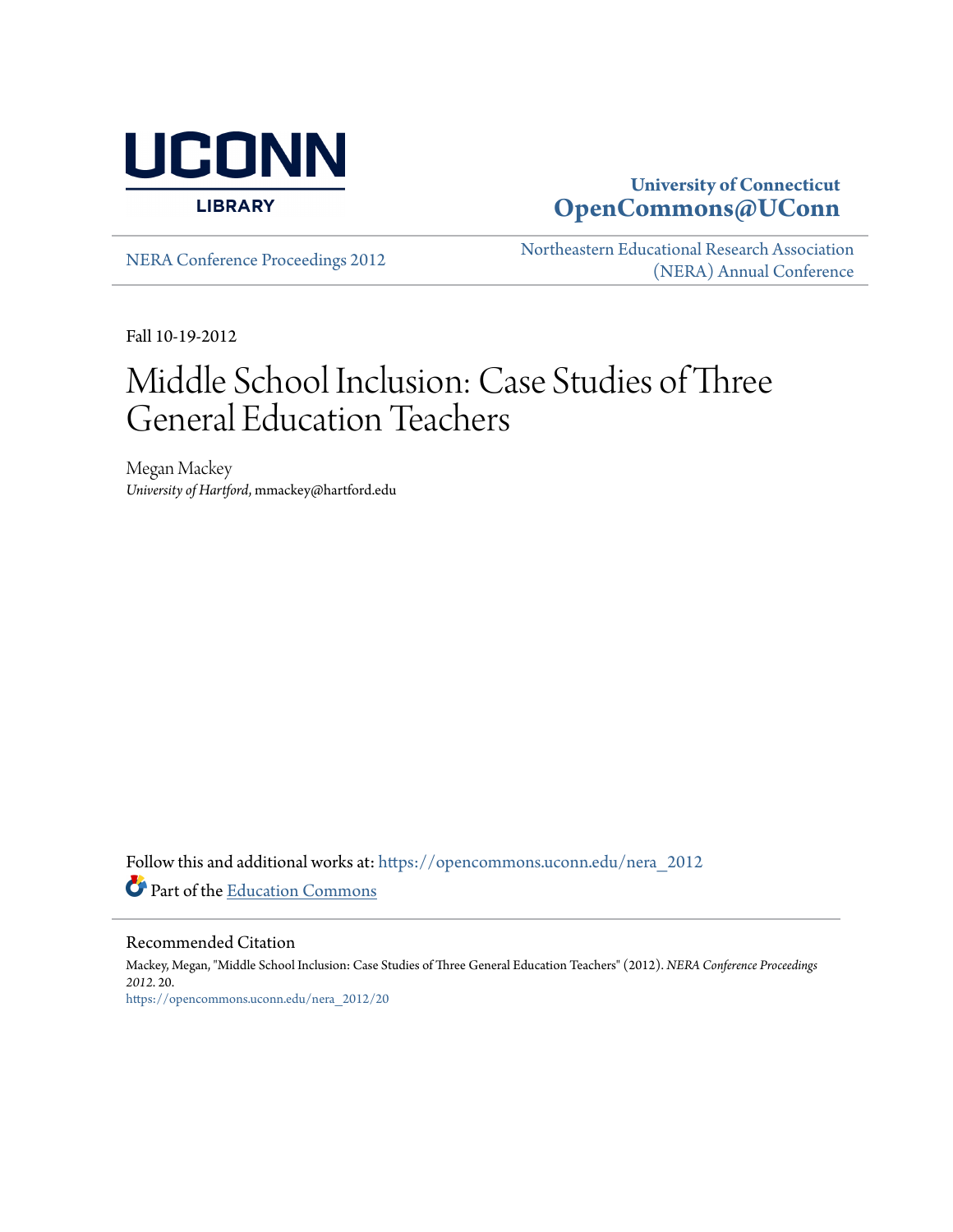**University of Connecticut**
**OpenCommons@UConn**

NERA Conference Proceedings 2012

Northeastern Educational Research Association (NERA) Annual Conference

Fall 10-19-2012

# Middle School Inclusion: Case Studies of Three General Education Teachers

Megan Mackey
*University of Hartford*, mmackey@hartford.edu

Follow this and additional works at: https://opencommons.uconn.edu/nera_2012

Part of the Education Commons

## Recommended Citation

Mackey, Megan, "Middle School Inclusion: Case Studies of Three General Education Teachers" (2012). *NERA Conference Proceedings 2012*. 20.
https://opencommons.uconn.edu/nera_2012/20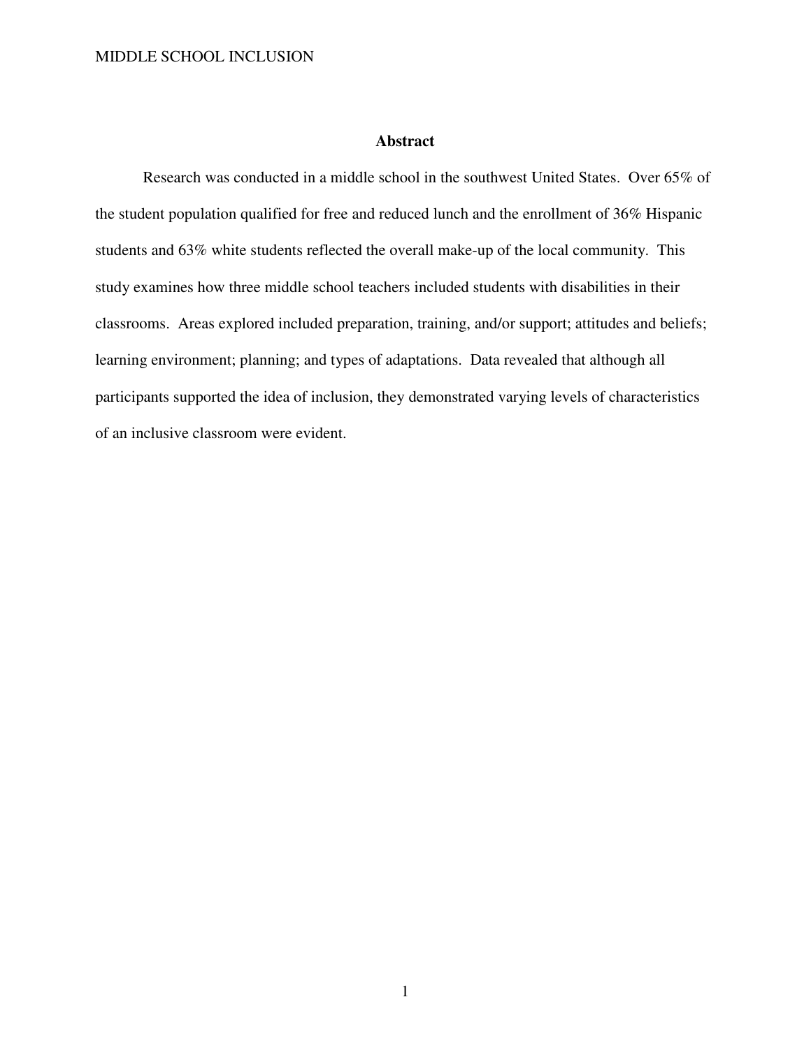# Abstract

Research was conducted in a middle school in the southwest United States. Over 65% of the student population qualified for free and reduced lunch and the enrollment of 36% Hispanic students and 63% white students reflected the overall make-up of the local community. This study examines how three middle school teachers included students with disabilities in their classrooms. Areas explored included preparation, training, and/or support; attitudes and beliefs; learning environment; planning; and types of adaptations. Data revealed that although all participants supported the idea of inclusion, they demonstrated varying levels of characteristics of an inclusive classroom were evident.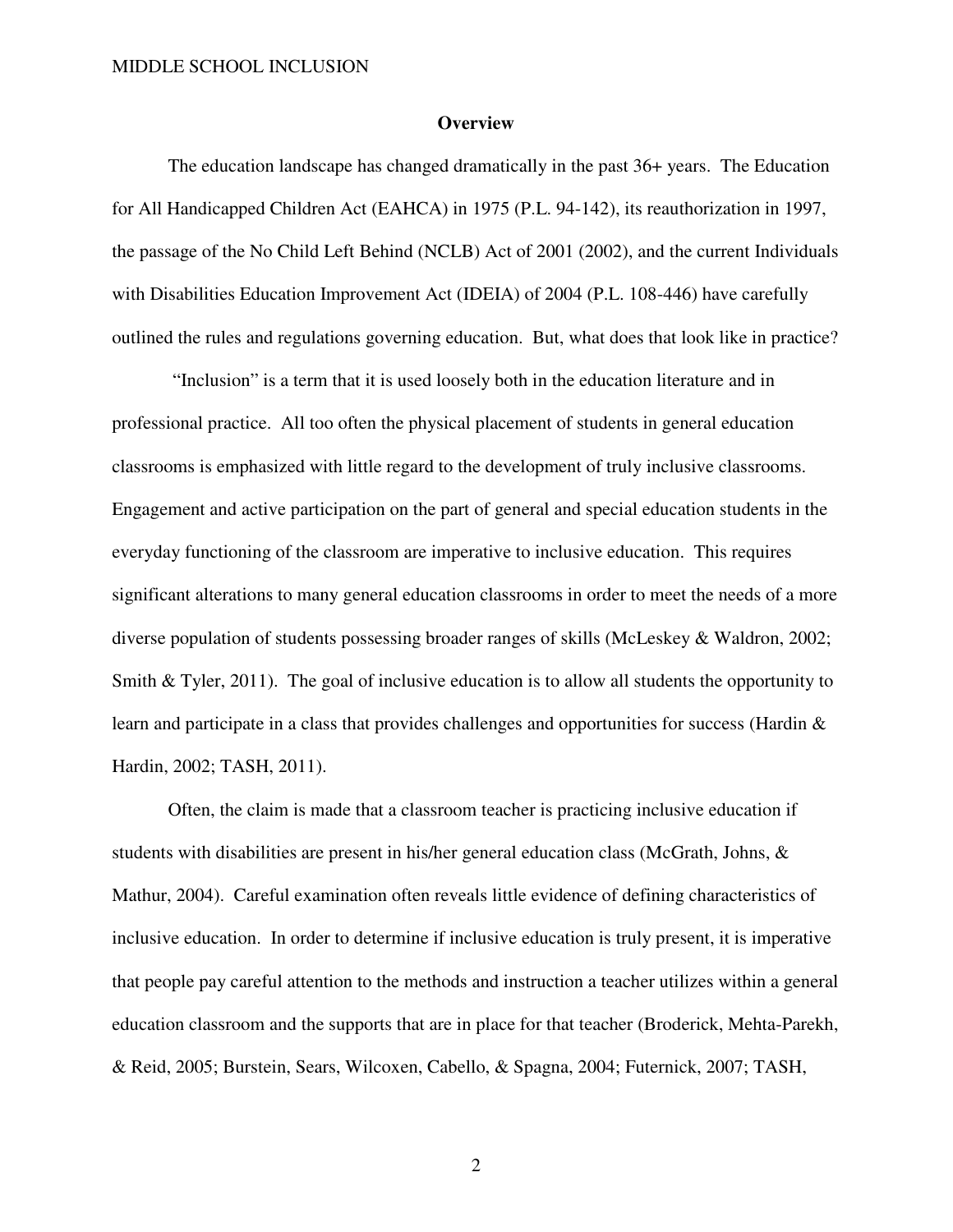## Overview

The education landscape has changed dramatically in the past 36+ years. The Education for All Handicapped Children Act (EAHCA) in 1975 (P.L. 94-142), its reauthorization in 1997, the passage of the No Child Left Behind (NCLB) Act of 2001 (2002), and the current Individuals with Disabilities Education Improvement Act (IDEIA) of 2004 (P.L. 108-446) have carefully outlined the rules and regulations governing education. But, what does that look like in practice?

"Inclusion" is a term that it is used loosely both in the education literature and in professional practice. All too often the physical placement of students in general education classrooms is emphasized with little regard to the development of truly inclusive classrooms. Engagement and active participation on the part of general and special education students in the everyday functioning of the classroom are imperative to inclusive education. This requires significant alterations to many general education classrooms in order to meet the needs of a more diverse population of students possessing broader ranges of skills (McLeskey & Waldron, 2002; Smith & Tyler, 2011). The goal of inclusive education is to allow all students the opportunity to learn and participate in a class that provides challenges and opportunities for success (Hardin & Hardin, 2002; TASH, 2011).

Often, the claim is made that a classroom teacher is practicing inclusive education if students with disabilities are present in his/her general education class (McGrath, Johns, & Mathur, 2004). Careful examination often reveals little evidence of defining characteristics of inclusive education. In order to determine if inclusive education is truly present, it is imperative that people pay careful attention to the methods and instruction a teacher utilizes within a general education classroom and the supports that are in place for that teacher (Broderick, Mehta-Parekh, & Reid, 2005; Burstein, Sears, Wilcoxen, Cabello, & Spagna, 2004; Futernick, 2007; TASH,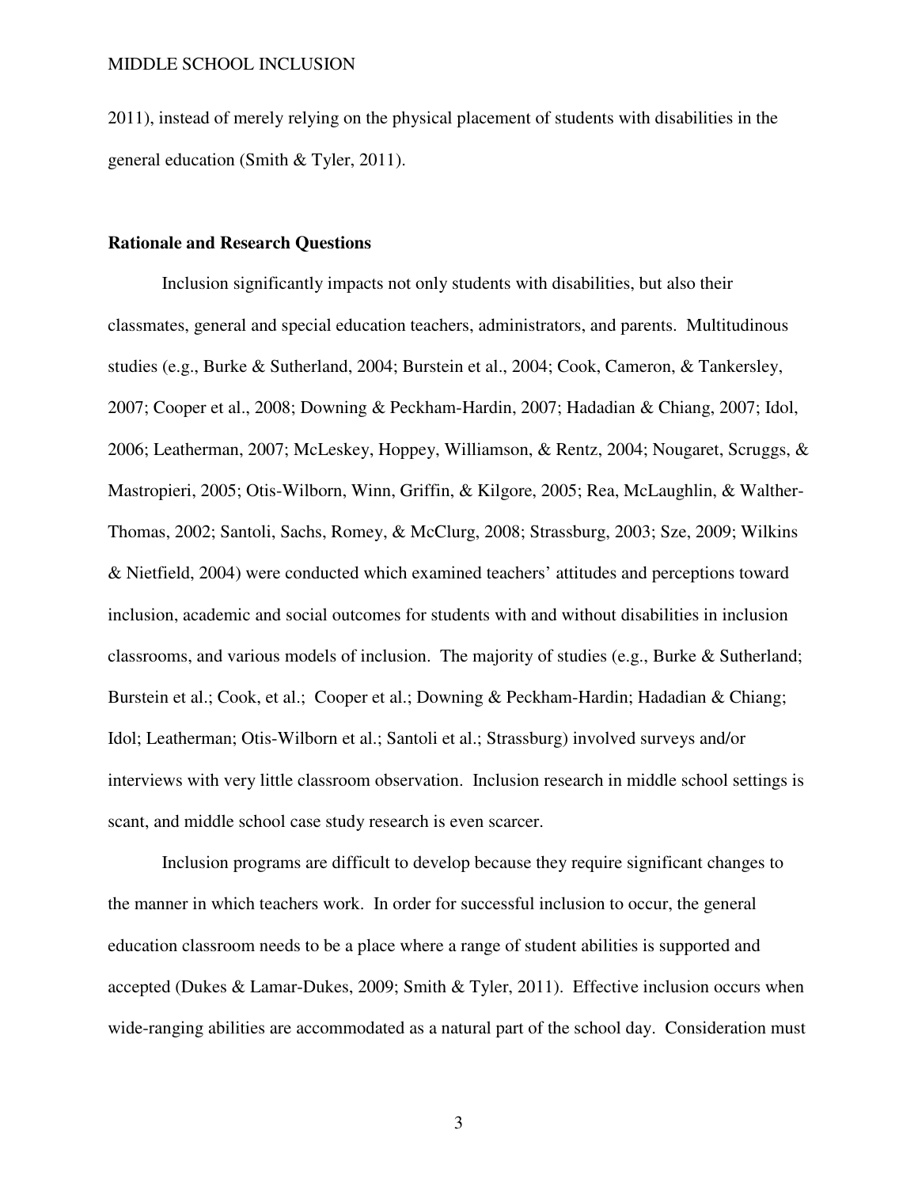2011), instead of merely relying on the physical placement of students with disabilities in the general education (Smith & Tyler, 2011).

## Rationale and Research Questions

Inclusion significantly impacts not only students with disabilities, but also their classmates, general and special education teachers, administrators, and parents. Multitudinous studies (e.g., Burke & Sutherland, 2004; Burstein et al., 2004; Cook, Cameron, & Tankersley, 2007; Cooper et al., 2008; Downing & Peckham-Hardin, 2007; Hadadian & Chiang, 2007; Idol, 2006; Leatherman, 2007; McLeskey, Hoppey, Williamson, & Rentz, 2004; Nougaret, Scruggs, & Mastropieri, 2005; Otis-Wilborn, Winn, Griffin, & Kilgore, 2005; Rea, McLaughlin, & Walther-Thomas, 2002; Santoli, Sachs, Romey, & McClurg, 2008; Strassburg, 2003; Sze, 2009; Wilkins & Nietfield, 2004) were conducted which examined teachers' attitudes and perceptions toward inclusion, academic and social outcomes for students with and without disabilities in inclusion classrooms, and various models of inclusion. The majority of studies (e.g., Burke & Sutherland; Burstein et al.; Cook, et al.; Cooper et al.; Downing & Peckham-Hardin; Hadadian & Chiang; Idol; Leatherman; Otis-Wilborn et al.; Santoli et al.; Strassburg) involved surveys and/or interviews with very little classroom observation. Inclusion research in middle school settings is scant, and middle school case study research is even scarcer.

Inclusion programs are difficult to develop because they require significant changes to the manner in which teachers work. In order for successful inclusion to occur, the general education classroom needs to be a place where a range of student abilities is supported and accepted (Dukes & Lamar-Dukes, 2009; Smith & Tyler, 2011). Effective inclusion occurs when wide-ranging abilities are accommodated as a natural part of the school day. Consideration must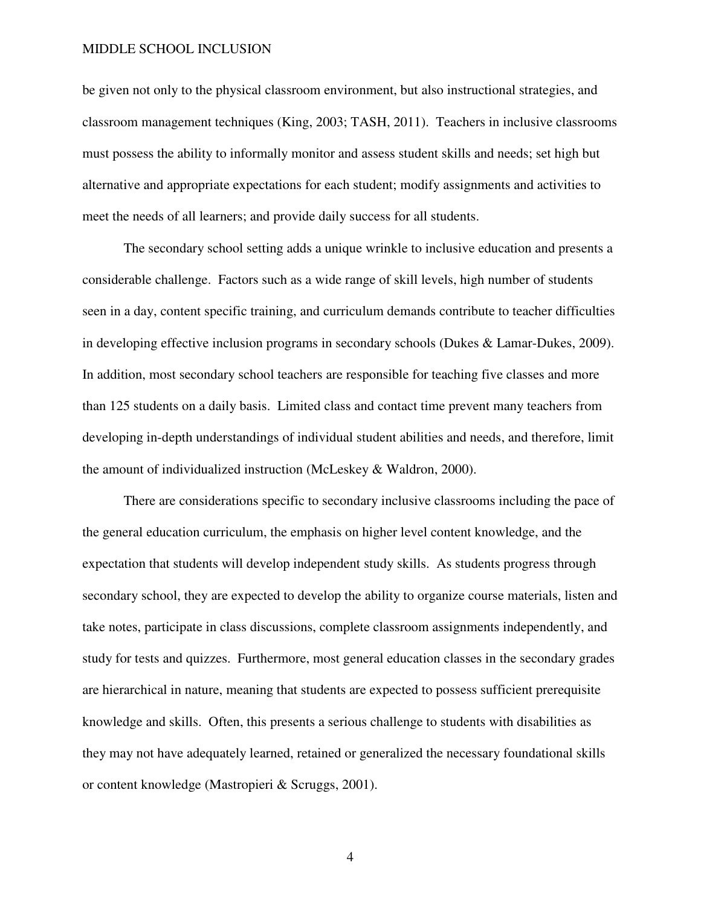be given not only to the physical classroom environment, but also instructional strategies, and classroom management techniques (King, 2003; TASH, 2011). Teachers in inclusive classrooms must possess the ability to informally monitor and assess student skills and needs; set high but alternative and appropriate expectations for each student; modify assignments and activities to meet the needs of all learners; and provide daily success for all students.

The secondary school setting adds a unique wrinkle to inclusive education and presents a considerable challenge. Factors such as a wide range of skill levels, high number of students seen in a day, content specific training, and curriculum demands contribute to teacher difficulties in developing effective inclusion programs in secondary schools (Dukes & Lamar-Dukes, 2009). In addition, most secondary school teachers are responsible for teaching five classes and more than 125 students on a daily basis. Limited class and contact time prevent many teachers from developing in-depth understandings of individual student abilities and needs, and therefore, limit the amount of individualized instruction (McLeskey & Waldron, 2000).

There are considerations specific to secondary inclusive classrooms including the pace of the general education curriculum, the emphasis on higher level content knowledge, and the expectation that students will develop independent study skills. As students progress through secondary school, they are expected to develop the ability to organize course materials, listen and take notes, participate in class discussions, complete classroom assignments independently, and study for tests and quizzes. Furthermore, most general education classes in the secondary grades are hierarchical in nature, meaning that students are expected to possess sufficient prerequisite knowledge and skills. Often, this presents a serious challenge to students with disabilities as they may not have adequately learned, retained or generalized the necessary foundational skills or content knowledge (Mastropieri & Scruggs, 2001).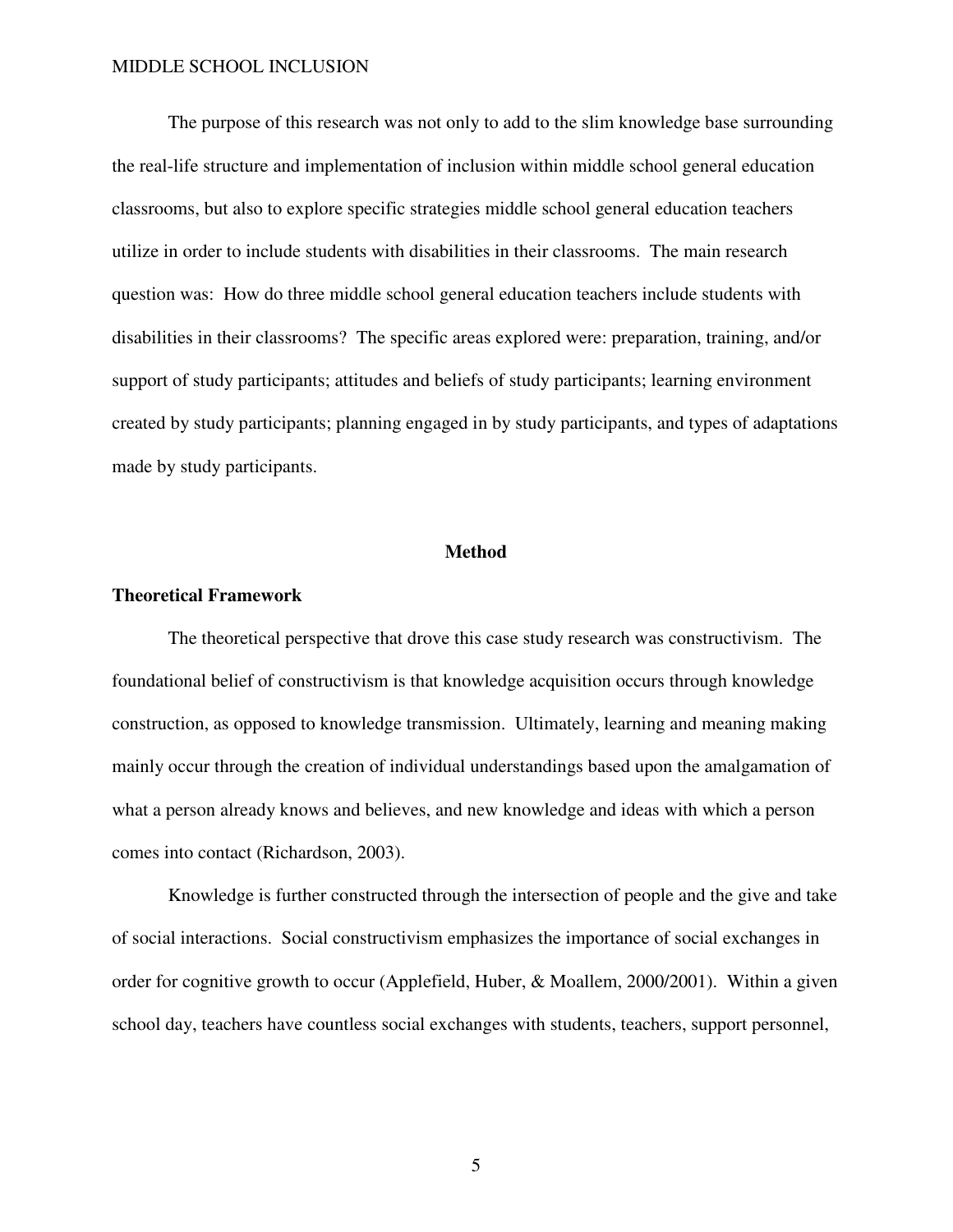The purpose of this research was not only to add to the slim knowledge base surrounding the real-life structure and implementation of inclusion within middle school general education classrooms, but also to explore specific strategies middle school general education teachers utilize in order to include students with disabilities in their classrooms. The main research question was: How do three middle school general education teachers include students with disabilities in their classrooms? The specific areas explored were: preparation, training, and/or support of study participants; attitudes and beliefs of study participants; learning environment created by study participants; planning engaged in by study participants, and types of adaptations made by study participants.

## Method

### Theoretical Framework

The theoretical perspective that drove this case study research was constructivism. The foundational belief of constructivism is that knowledge acquisition occurs through knowledge construction, as opposed to knowledge transmission. Ultimately, learning and meaning making mainly occur through the creation of individual understandings based upon the amalgamation of what a person already knows and believes, and new knowledge and ideas with which a person comes into contact (Richardson, 2003).

Knowledge is further constructed through the intersection of people and the give and take of social interactions. Social constructivism emphasizes the importance of social exchanges in order for cognitive growth to occur (Applefield, Huber, & Moallem, 2000/2001). Within a given school day, teachers have countless social exchanges with students, teachers, support personnel,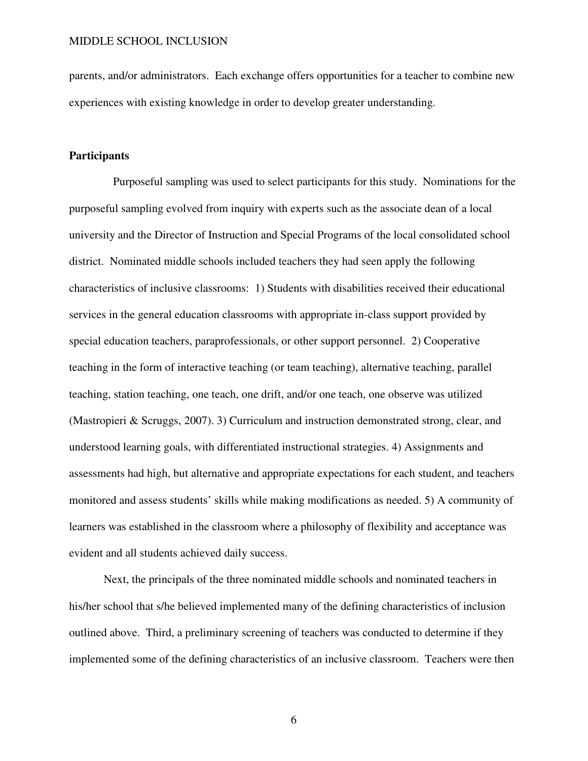parents, and/or administrators. Each exchange offers opportunities for a teacher to combine new experiences with existing knowledge in order to develop greater understanding.

**Participants**

Purposeful sampling was used to select participants for this study. Nominations for the purposeful sampling evolved from inquiry with experts such as the associate dean of a local university and the Director of Instruction and Special Programs of the local consolidated school district. Nominated middle schools included teachers they had seen apply the following characteristics of inclusive classrooms: 1) Students with disabilities received their educational services in the general education classrooms with appropriate in-class support provided by special education teachers, paraprofessionals, or other support personnel. 2) Cooperative teaching in the form of interactive teaching (or team teaching), alternative teaching, parallel teaching, station teaching, one teach, one drift, and/or one teach, one observe was utilized (Mastropieri & Scruggs, 2007). 3) Curriculum and instruction demonstrated strong, clear, and understood learning goals, with differentiated instructional strategies. 4) Assignments and assessments had high, but alternative and appropriate expectations for each student, and teachers monitored and assess students' skills while making modifications as needed. 5) A community of learners was established in the classroom where a philosophy of flexibility and acceptance was evident and all students achieved daily success.

Next, the principals of the three nominated middle schools and nominated teachers in his/her school that s/he believed implemented many of the defining characteristics of inclusion outlined above. Third, a preliminary screening of teachers was conducted to determine if they implemented some of the defining characteristics of an inclusive classroom. Teachers were then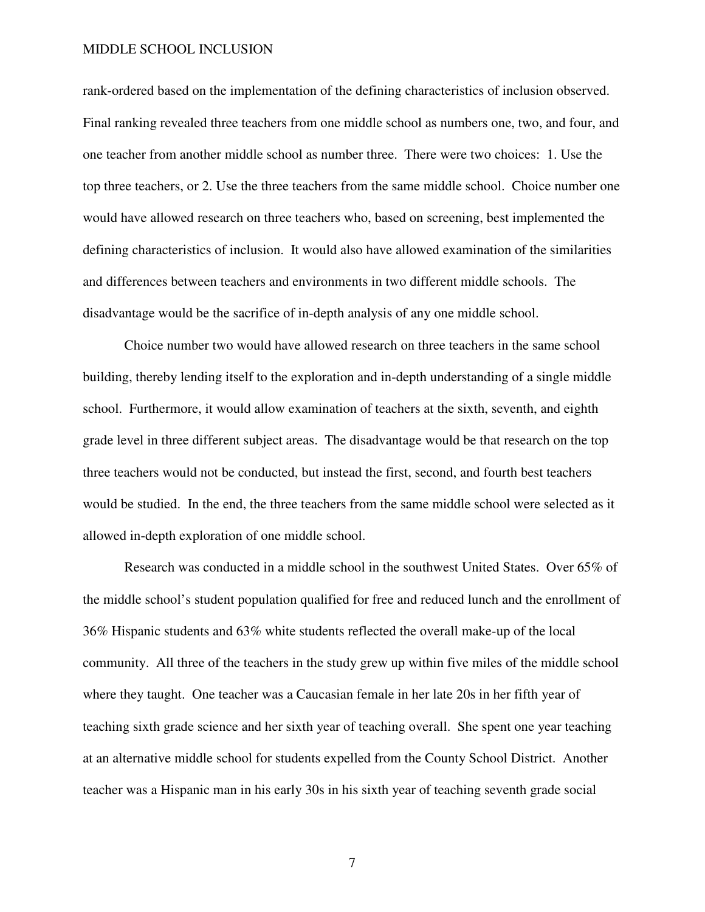rank-ordered based on the implementation of the defining characteristics of inclusion observed. Final ranking revealed three teachers from one middle school as numbers one, two, and four, and one teacher from another middle school as number three. There were two choices: 1. Use the top three teachers, or 2. Use the three teachers from the same middle school. Choice number one would have allowed research on three teachers who, based on screening, best implemented the defining characteristics of inclusion. It would also have allowed examination of the similarities and differences between teachers and environments in two different middle schools. The disadvantage would be the sacrifice of in-depth analysis of any one middle school.

Choice number two would have allowed research on three teachers in the same school building, thereby lending itself to the exploration and in-depth understanding of a single middle school. Furthermore, it would allow examination of teachers at the sixth, seventh, and eighth grade level in three different subject areas. The disadvantage would be that research on the top three teachers would not be conducted, but instead the first, second, and fourth best teachers would be studied. In the end, the three teachers from the same middle school were selected as it allowed in-depth exploration of one middle school.

Research was conducted in a middle school in the southwest United States. Over 65% of the middle school's student population qualified for free and reduced lunch and the enrollment of 36% Hispanic students and 63% white students reflected the overall make-up of the local community. All three of the teachers in the study grew up within five miles of the middle school where they taught. One teacher was a Caucasian female in her late 20s in her fifth year of teaching sixth grade science and her sixth year of teaching overall. She spent one year teaching at an alternative middle school for students expelled from the County School District. Another teacher was a Hispanic man in his early 30s in his sixth year of teaching seventh grade social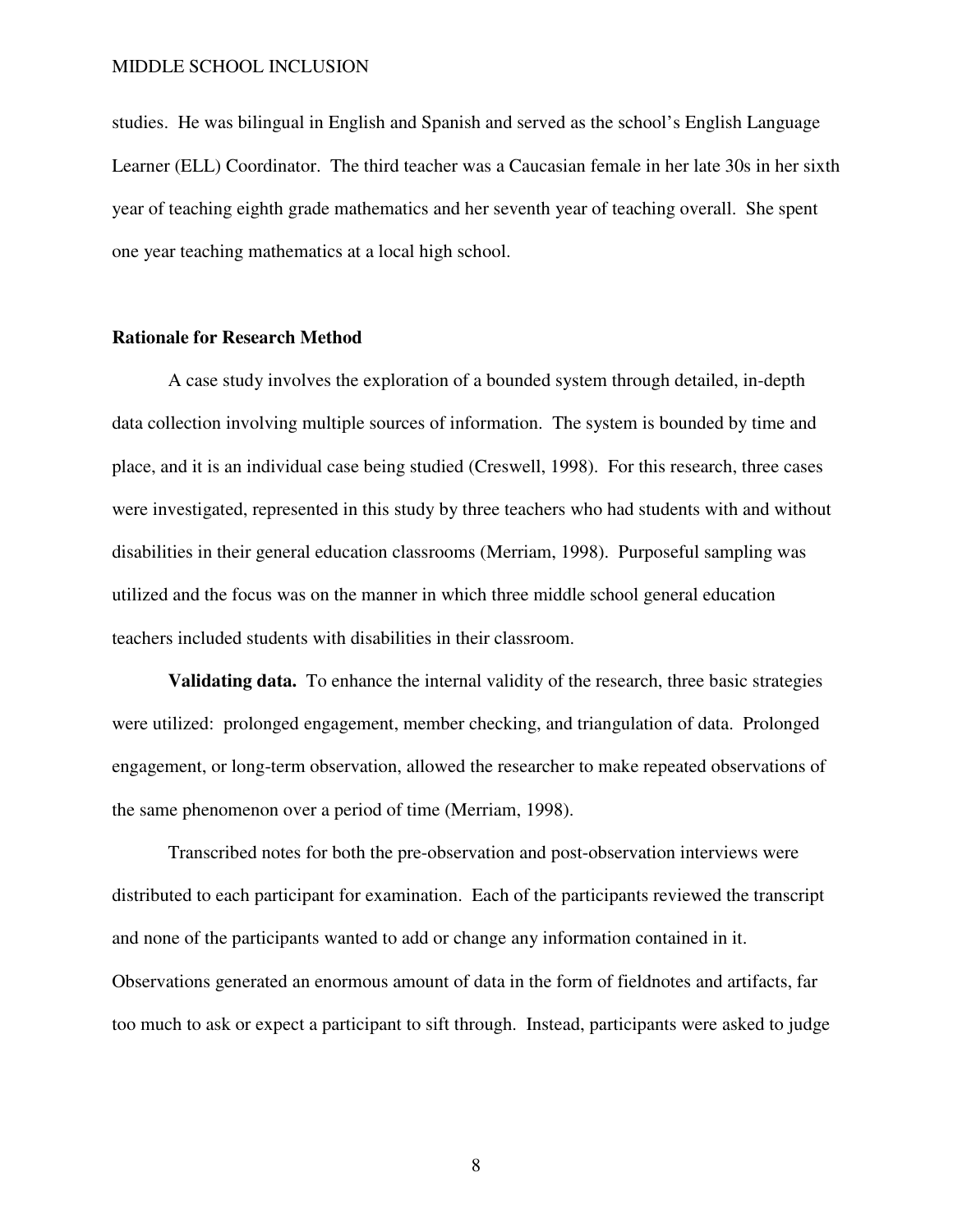studies. He was bilingual in English and Spanish and served as the school's English Language Learner (ELL) Coordinator. The third teacher was a Caucasian female in her late 30s in her sixth year of teaching eighth grade mathematics and her seventh year of teaching overall. She spent one year teaching mathematics at a local high school.

## Rationale for Research Method

A case study involves the exploration of a bounded system through detailed, in-depth data collection involving multiple sources of information. The system is bounded by time and place, and it is an individual case being studied (Creswell, 1998). For this research, three cases were investigated, represented in this study by three teachers who had students with and without disabilities in their general education classrooms (Merriam, 1998). Purposeful sampling was utilized and the focus was on the manner in which three middle school general education teachers included students with disabilities in their classroom.

**Validating data.** To enhance the internal validity of the research, three basic strategies were utilized: prolonged engagement, member checking, and triangulation of data. Prolonged engagement, or long-term observation, allowed the researcher to make repeated observations of the same phenomenon over a period of time (Merriam, 1998).

Transcribed notes for both the pre-observation and post-observation interviews were distributed to each participant for examination. Each of the participants reviewed the transcript and none of the participants wanted to add or change any information contained in it. Observations generated an enormous amount of data in the form of fieldnotes and artifacts, far too much to ask or expect a participant to sift through. Instead, participants were asked to judge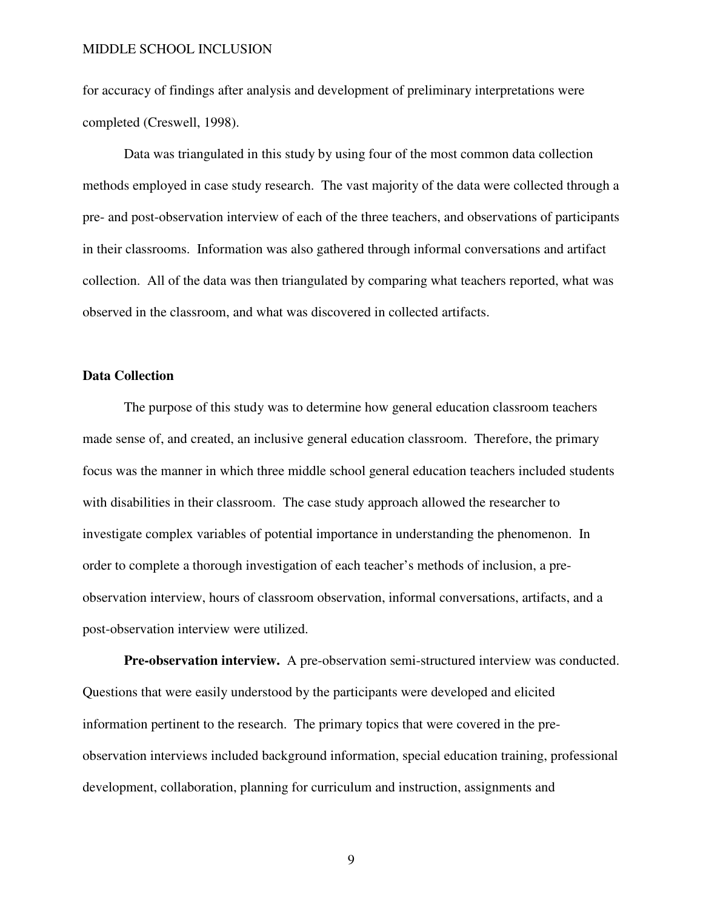for accuracy of findings after analysis and development of preliminary interpretations were completed (Creswell, 1998).

Data was triangulated in this study by using four of the most common data collection methods employed in case study research. The vast majority of the data were collected through a pre- and post-observation interview of each of the three teachers, and observations of participants in their classrooms. Information was also gathered through informal conversations and artifact collection. All of the data was then triangulated by comparing what teachers reported, what was observed in the classroom, and what was discovered in collected artifacts.

## Data Collection

The purpose of this study was to determine how general education classroom teachers made sense of, and created, an inclusive general education classroom. Therefore, the primary focus was the manner in which three middle school general education teachers included students with disabilities in their classroom. The case study approach allowed the researcher to investigate complex variables of potential importance in understanding the phenomenon. In order to complete a thorough investigation of each teacher's methods of inclusion, a pre-observation interview, hours of classroom observation, informal conversations, artifacts, and a post-observation interview were utilized.

**Pre-observation interview.** A pre-observation semi-structured interview was conducted. Questions that were easily understood by the participants were developed and elicited information pertinent to the research. The primary topics that were covered in the pre-observation interviews included background information, special education training, professional development, collaboration, planning for curriculum and instruction, assignments and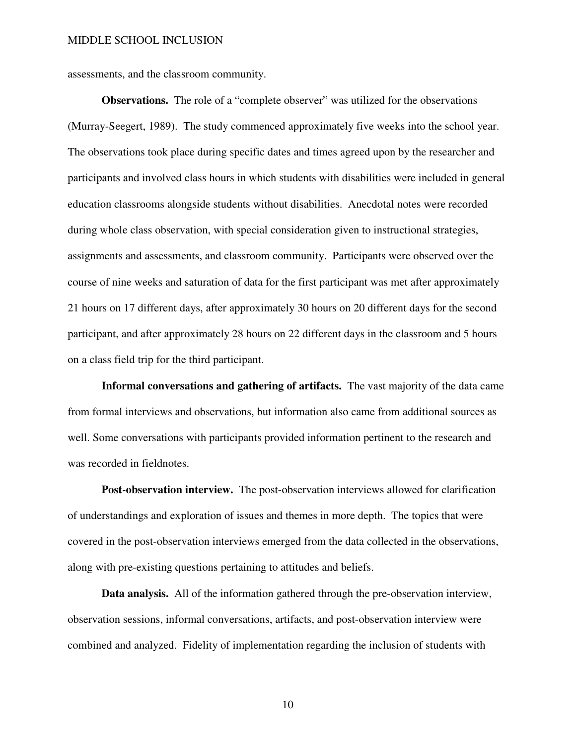assessments, and the classroom community.

**Observations.** The role of a "complete observer" was utilized for the observations (Murray-Seegert, 1989). The study commenced approximately five weeks into the school year. The observations took place during specific dates and times agreed upon by the researcher and participants and involved class hours in which students with disabilities were included in general education classrooms alongside students without disabilities. Anecdotal notes were recorded during whole class observation, with special consideration given to instructional strategies, assignments and assessments, and classroom community. Participants were observed over the course of nine weeks and saturation of data for the first participant was met after approximately 21 hours on 17 different days, after approximately 30 hours on 20 different days for the second participant, and after approximately 28 hours on 22 different days in the classroom and 5 hours on a class field trip for the third participant.

**Informal conversations and gathering of artifacts.** The vast majority of the data came from formal interviews and observations, but information also came from additional sources as well. Some conversations with participants provided information pertinent to the research and was recorded in fieldnotes.

**Post-observation interview.** The post-observation interviews allowed for clarification of understandings and exploration of issues and themes in more depth. The topics that were covered in the post-observation interviews emerged from the data collected in the observations, along with pre-existing questions pertaining to attitudes and beliefs.

**Data analysis.** All of the information gathered through the pre-observation interview, observation sessions, informal conversations, artifacts, and post-observation interview were combined and analyzed. Fidelity of implementation regarding the inclusion of students with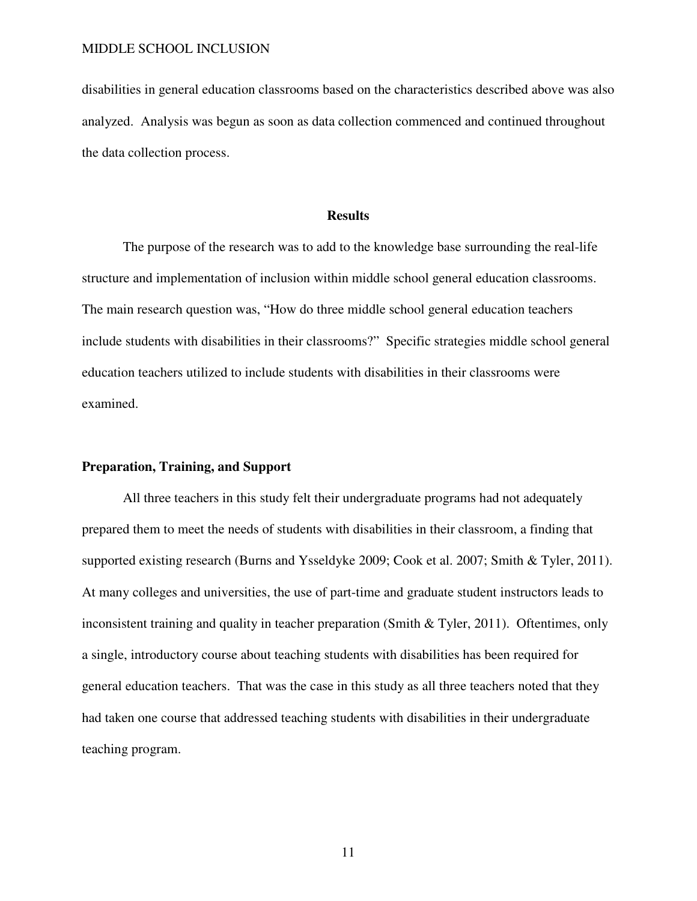disabilities in general education classrooms based on the characteristics described above was also analyzed. Analysis was begun as soon as data collection commenced and continued throughout the data collection process.

## Results

The purpose of the research was to add to the knowledge base surrounding the real-life structure and implementation of inclusion within middle school general education classrooms. The main research question was, "How do three middle school general education teachers include students with disabilities in their classrooms?" Specific strategies middle school general education teachers utilized to include students with disabilities in their classrooms were examined.

### Preparation, Training, and Support

All three teachers in this study felt their undergraduate programs had not adequately prepared them to meet the needs of students with disabilities in their classroom, a finding that supported existing research (Burns and Ysseldyke 2009; Cook et al. 2007; Smith & Tyler, 2011). At many colleges and universities, the use of part-time and graduate student instructors leads to inconsistent training and quality in teacher preparation (Smith & Tyler, 2011). Oftentimes, only a single, introductory course about teaching students with disabilities has been required for general education teachers. That was the case in this study as all three teachers noted that they had taken one course that addressed teaching students with disabilities in their undergraduate teaching program.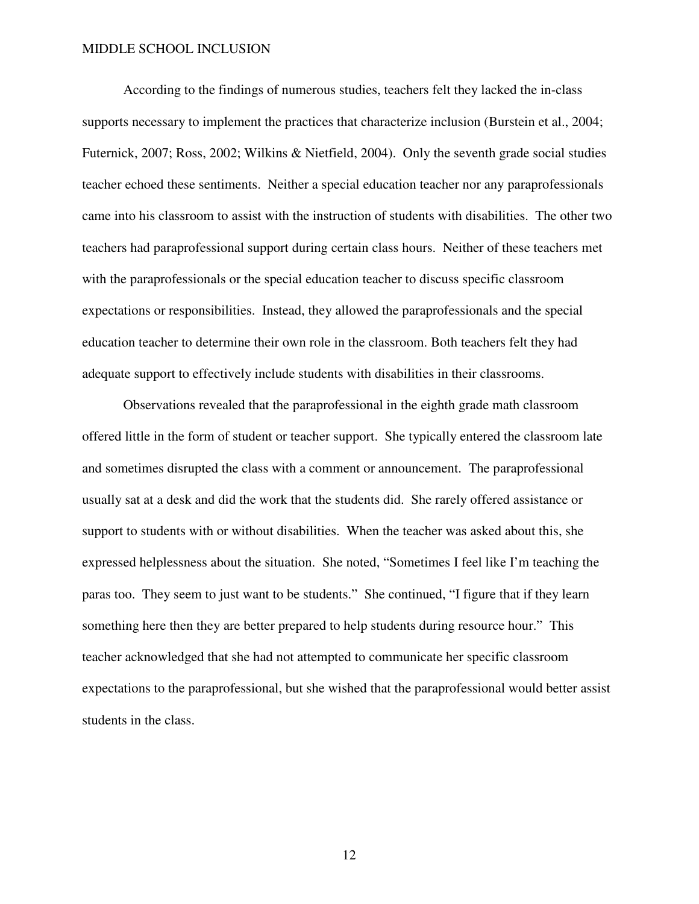According to the findings of numerous studies, teachers felt they lacked the in-class supports necessary to implement the practices that characterize inclusion (Burstein et al., 2004; Futernick, 2007; Ross, 2002; Wilkins & Nietfield, 2004). Only the seventh grade social studies teacher echoed these sentiments. Neither a special education teacher nor any paraprofessionals came into his classroom to assist with the instruction of students with disabilities. The other two teachers had paraprofessional support during certain class hours. Neither of these teachers met with the paraprofessionals or the special education teacher to discuss specific classroom expectations or responsibilities. Instead, they allowed the paraprofessionals and the special education teacher to determine their own role in the classroom. Both teachers felt they had adequate support to effectively include students with disabilities in their classrooms.

Observations revealed that the paraprofessional in the eighth grade math classroom offered little in the form of student or teacher support. She typically entered the classroom late and sometimes disrupted the class with a comment or announcement. The paraprofessional usually sat at a desk and did the work that the students did. She rarely offered assistance or support to students with or without disabilities. When the teacher was asked about this, she expressed helplessness about the situation. She noted, "Sometimes I feel like I'm teaching the paras too. They seem to just want to be students." She continued, "I figure that if they learn something here then they are better prepared to help students during resource hour." This teacher acknowledged that she had not attempted to communicate her specific classroom expectations to the paraprofessional, but she wished that the paraprofessional would better assist students in the class.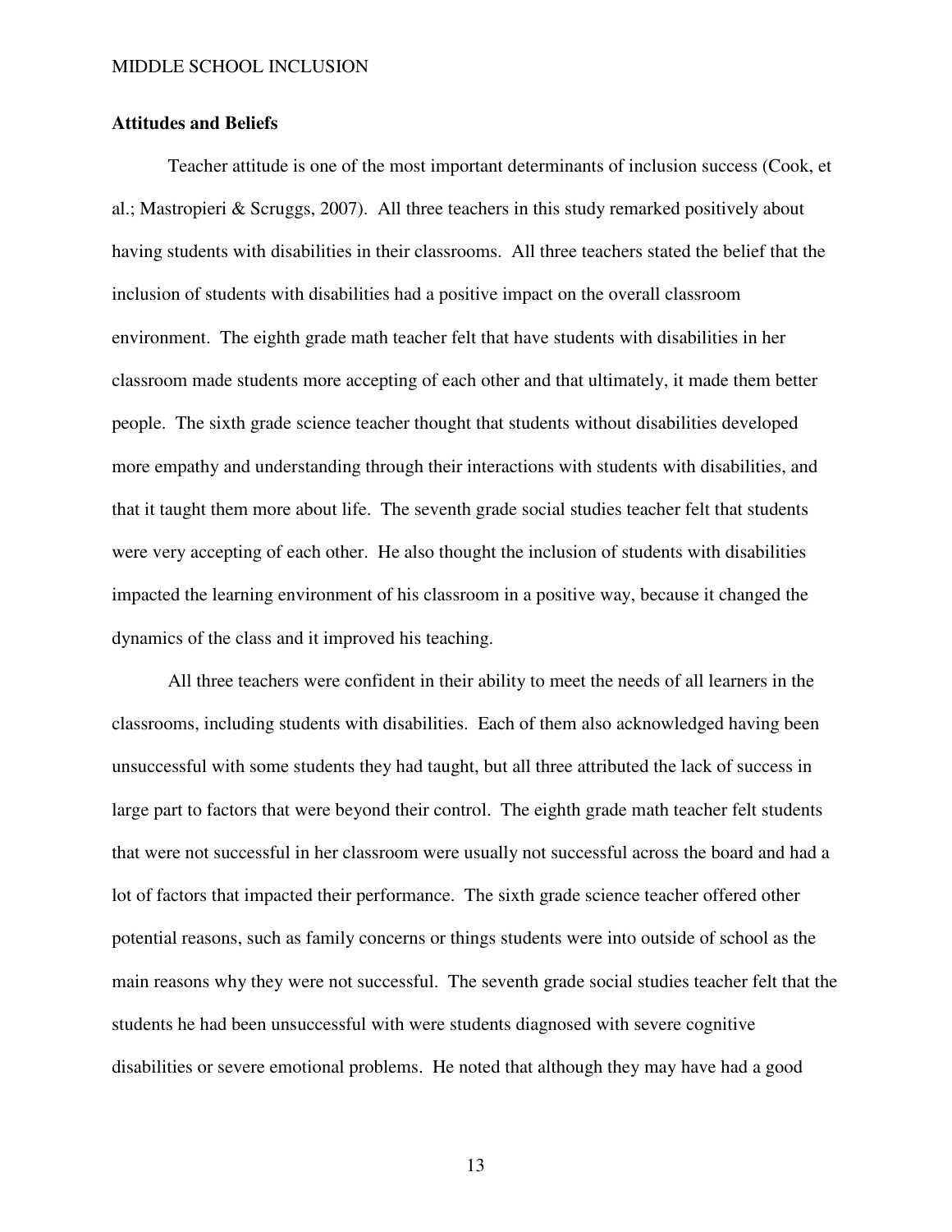**Attitudes and Beliefs**

Teacher attitude is one of the most important determinants of inclusion success (Cook, et al.; Mastropieri & Scruggs, 2007). All three teachers in this study remarked positively about having students with disabilities in their classrooms. All three teachers stated the belief that the inclusion of students with disabilities had a positive impact on the overall classroom environment. The eighth grade math teacher felt that have students with disabilities in her classroom made students more accepting of each other and that ultimately, it made them better people. The sixth grade science teacher thought that students without disabilities developed more empathy and understanding through their interactions with students with disabilities, and that it taught them more about life. The seventh grade social studies teacher felt that students were very accepting of each other. He also thought the inclusion of students with disabilities impacted the learning environment of his classroom in a positive way, because it changed the dynamics of the class and it improved his teaching.

All three teachers were confident in their ability to meet the needs of all learners in the classrooms, including students with disabilities. Each of them also acknowledged having been unsuccessful with some students they had taught, but all three attributed the lack of success in large part to factors that were beyond their control. The eighth grade math teacher felt students that were not successful in her classroom were usually not successful across the board and had a lot of factors that impacted their performance. The sixth grade science teacher offered other potential reasons, such as family concerns or things students were into outside of school as the main reasons why they were not successful. The seventh grade social studies teacher felt that the students he had been unsuccessful with were students diagnosed with severe cognitive disabilities or severe emotional problems. He noted that although they may have had a good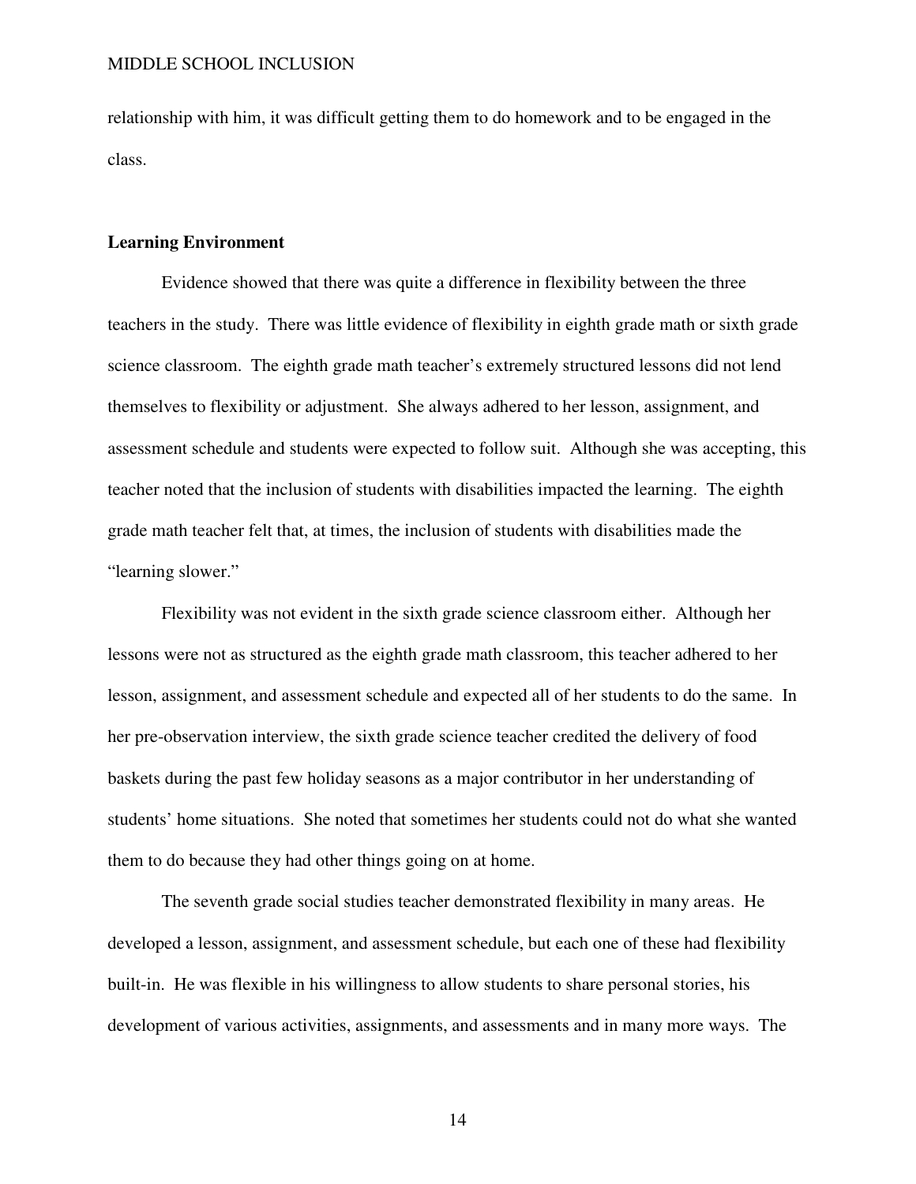relationship with him, it was difficult getting them to do homework and to be engaged in the class.

**Learning Environment**

Evidence showed that there was quite a difference in flexibility between the three teachers in the study. There was little evidence of flexibility in eighth grade math or sixth grade science classroom. The eighth grade math teacher's extremely structured lessons did not lend themselves to flexibility or adjustment. She always adhered to her lesson, assignment, and assessment schedule and students were expected to follow suit. Although she was accepting, this teacher noted that the inclusion of students with disabilities impacted the learning. The eighth grade math teacher felt that, at times, the inclusion of students with disabilities made the "learning slower."

Flexibility was not evident in the sixth grade science classroom either. Although her lessons were not as structured as the eighth grade math classroom, this teacher adhered to her lesson, assignment, and assessment schedule and expected all of her students to do the same. In her pre-observation interview, the sixth grade science teacher credited the delivery of food baskets during the past few holiday seasons as a major contributor in her understanding of students' home situations. She noted that sometimes her students could not do what she wanted them to do because they had other things going on at home.

The seventh grade social studies teacher demonstrated flexibility in many areas. He developed a lesson, assignment, and assessment schedule, but each one of these had flexibility built-in. He was flexible in his willingness to allow students to share personal stories, his development of various activities, assignments, and assessments and in many more ways. The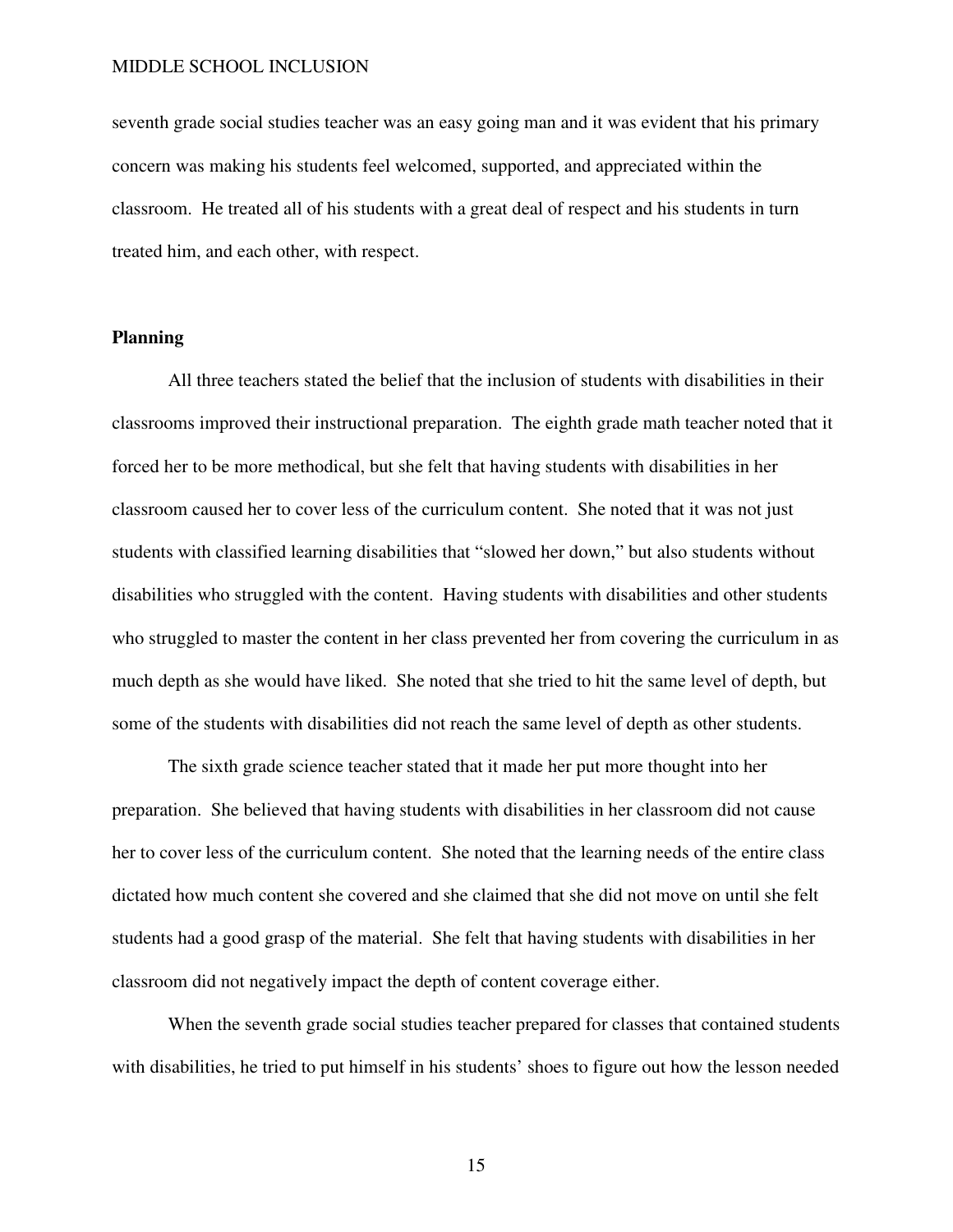seventh grade social studies teacher was an easy going man and it was evident that his primary concern was making his students feel welcomed, supported, and appreciated within the classroom. He treated all of his students with a great deal of respect and his students in turn treated him, and each other, with respect.

**Planning**

All three teachers stated the belief that the inclusion of students with disabilities in their classrooms improved their instructional preparation. The eighth grade math teacher noted that it forced her to be more methodical, but she felt that having students with disabilities in her classroom caused her to cover less of the curriculum content. She noted that it was not just students with classified learning disabilities that "slowed her down," but also students without disabilities who struggled with the content. Having students with disabilities and other students who struggled to master the content in her class prevented her from covering the curriculum in as much depth as she would have liked. She noted that she tried to hit the same level of depth, but some of the students with disabilities did not reach the same level of depth as other students.

The sixth grade science teacher stated that it made her put more thought into her preparation. She believed that having students with disabilities in her classroom did not cause her to cover less of the curriculum content. She noted that the learning needs of the entire class dictated how much content she covered and she claimed that she did not move on until she felt students had a good grasp of the material. She felt that having students with disabilities in her classroom did not negatively impact the depth of content coverage either.

When the seventh grade social studies teacher prepared for classes that contained students with disabilities, he tried to put himself in his students' shoes to figure out how the lesson needed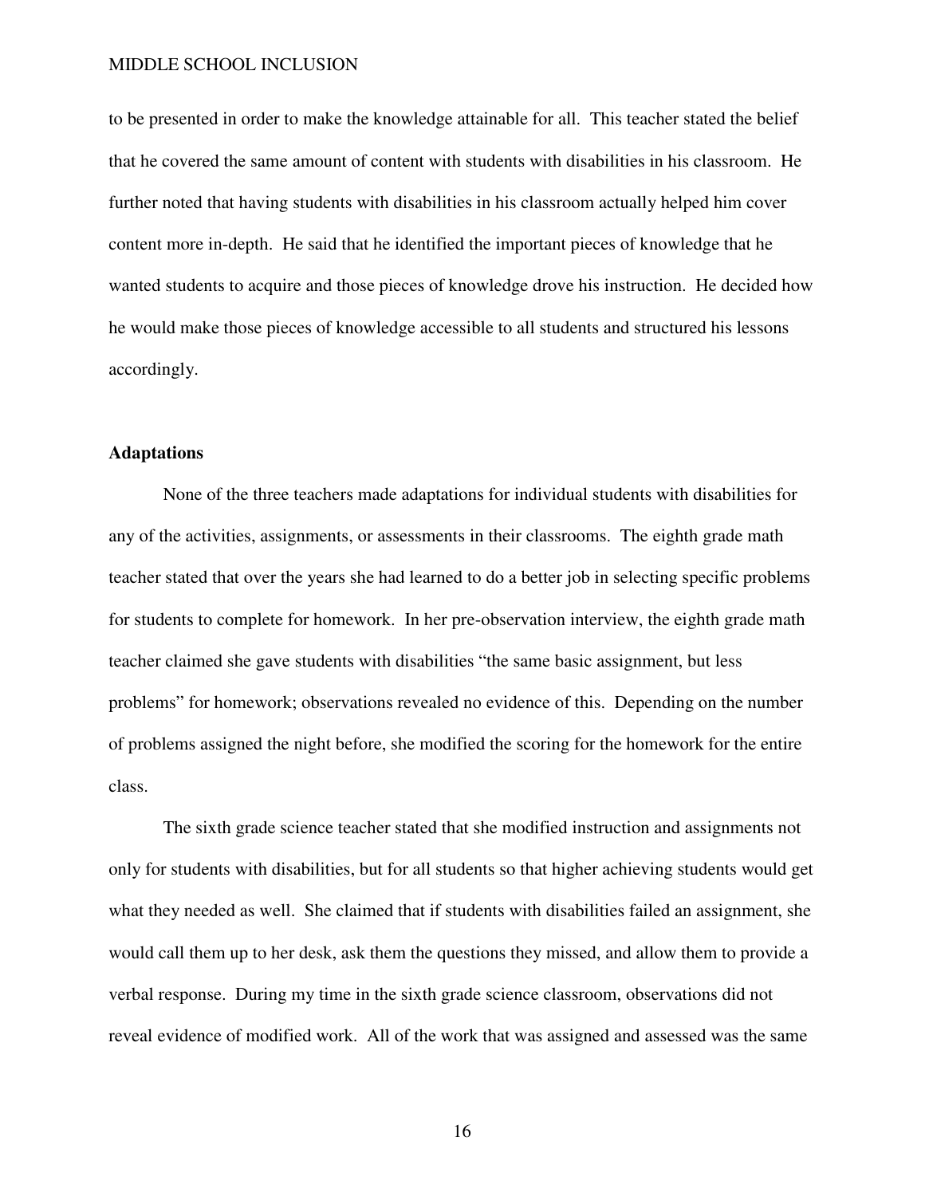to be presented in order to make the knowledge attainable for all. This teacher stated the belief that he covered the same amount of content with students with disabilities in his classroom. He further noted that having students with disabilities in his classroom actually helped him cover content more in-depth. He said that he identified the important pieces of knowledge that he wanted students to acquire and those pieces of knowledge drove his instruction. He decided how he would make those pieces of knowledge accessible to all students and structured his lessons accordingly.

**Adaptations**

None of the three teachers made adaptations for individual students with disabilities for any of the activities, assignments, or assessments in their classrooms. The eighth grade math teacher stated that over the years she had learned to do a better job in selecting specific problems for students to complete for homework. In her pre-observation interview, the eighth grade math teacher claimed she gave students with disabilities “the same basic assignment, but less problems” for homework; observations revealed no evidence of this. Depending on the number of problems assigned the night before, she modified the scoring for the homework for the entire class.

The sixth grade science teacher stated that she modified instruction and assignments not only for students with disabilities, but for all students so that higher achieving students would get what they needed as well. She claimed that if students with disabilities failed an assignment, she would call them up to her desk, ask them the questions they missed, and allow them to provide a verbal response. During my time in the sixth grade science classroom, observations did not reveal evidence of modified work. All of the work that was assigned and assessed was the same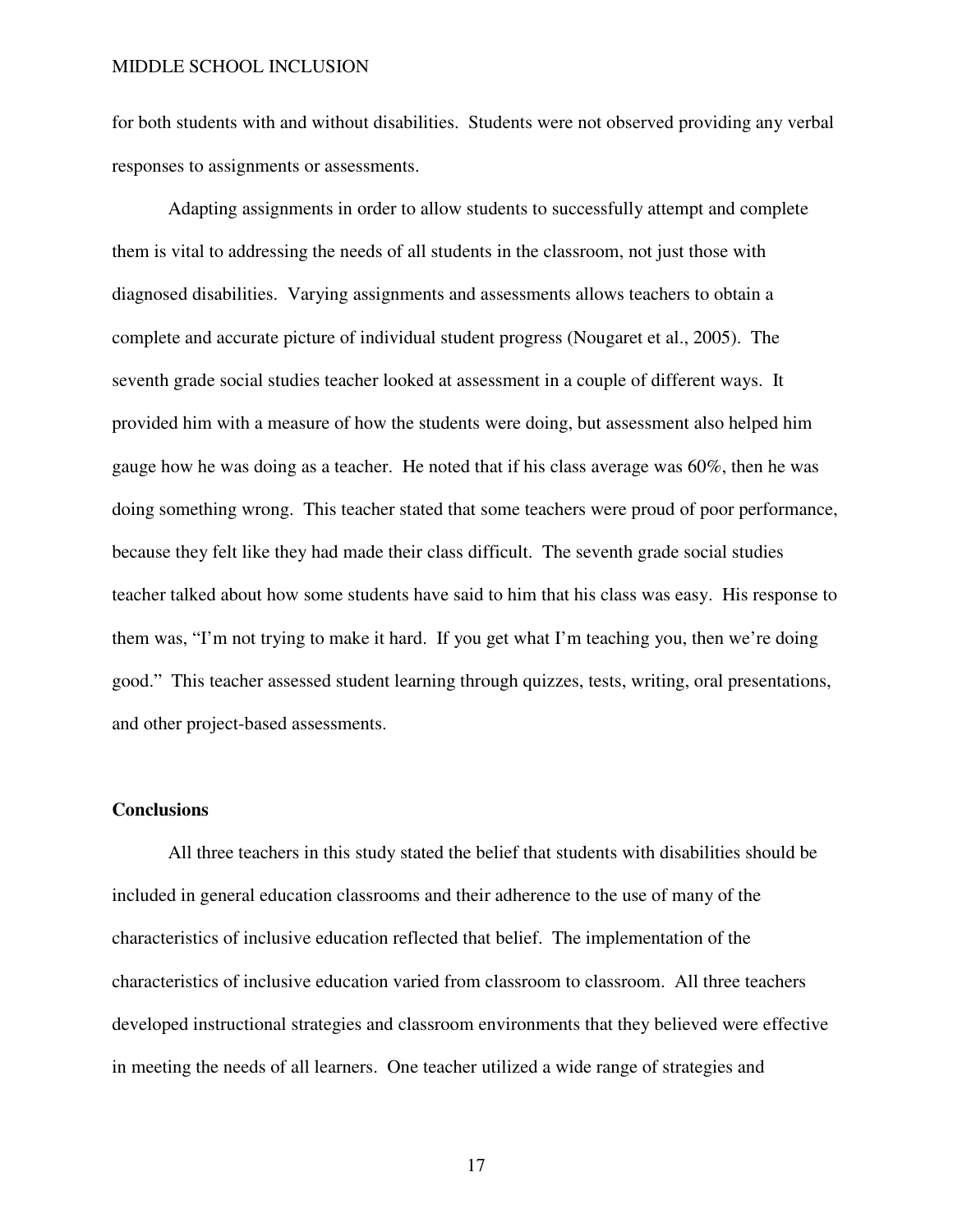for both students with and without disabilities. Students were not observed providing any verbal responses to assignments or assessments.

Adapting assignments in order to allow students to successfully attempt and complete them is vital to addressing the needs of all students in the classroom, not just those with diagnosed disabilities. Varying assignments and assessments allows teachers to obtain a complete and accurate picture of individual student progress (Nougaret et al., 2005). The seventh grade social studies teacher looked at assessment in a couple of different ways. It provided him with a measure of how the students were doing, but assessment also helped him gauge how he was doing as a teacher. He noted that if his class average was 60%, then he was doing something wrong. This teacher stated that some teachers were proud of poor performance, because they felt like they had made their class difficult. The seventh grade social studies teacher talked about how some students have said to him that his class was easy. His response to them was, "I'm not trying to make it hard. If you get what I'm teaching you, then we're doing good." This teacher assessed student learning through quizzes, tests, writing, oral presentations, and other project-based assessments.

## Conclusions

All three teachers in this study stated the belief that students with disabilities should be included in general education classrooms and their adherence to the use of many of the characteristics of inclusive education reflected that belief. The implementation of the characteristics of inclusive education varied from classroom to classroom. All three teachers developed instructional strategies and classroom environments that they believed were effective in meeting the needs of all learners. One teacher utilized a wide range of strategies and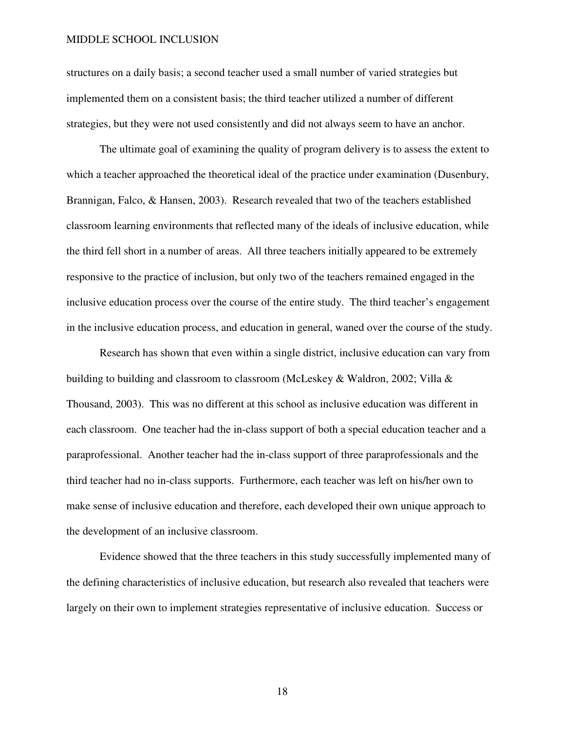structures on a daily basis; a second teacher used a small number of varied strategies but implemented them on a consistent basis; the third teacher utilized a number of different strategies, but they were not used consistently and did not always seem to have an anchor.

The ultimate goal of examining the quality of program delivery is to assess the extent to which a teacher approached the theoretical ideal of the practice under examination (Dusenbury, Brannigan, Falco, & Hansen, 2003). Research revealed that two of the teachers established classroom learning environments that reflected many of the ideals of inclusive education, while the third fell short in a number of areas. All three teachers initially appeared to be extremely responsive to the practice of inclusion, but only two of the teachers remained engaged in the inclusive education process over the course of the entire study. The third teacher's engagement in the inclusive education process, and education in general, waned over the course of the study.

Research has shown that even within a single district, inclusive education can vary from building to building and classroom to classroom (McLeskey & Waldron, 2002; Villa & Thousand, 2003). This was no different at this school as inclusive education was different in each classroom. One teacher had the in-class support of both a special education teacher and a paraprofessional. Another teacher had the in-class support of three paraprofessionals and the third teacher had no in-class supports. Furthermore, each teacher was left on his/her own to make sense of inclusive education and therefore, each developed their own unique approach to the development of an inclusive classroom.

Evidence showed that the three teachers in this study successfully implemented many of the defining characteristics of inclusive education, but research also revealed that teachers were largely on their own to implement strategies representative of inclusive education. Success or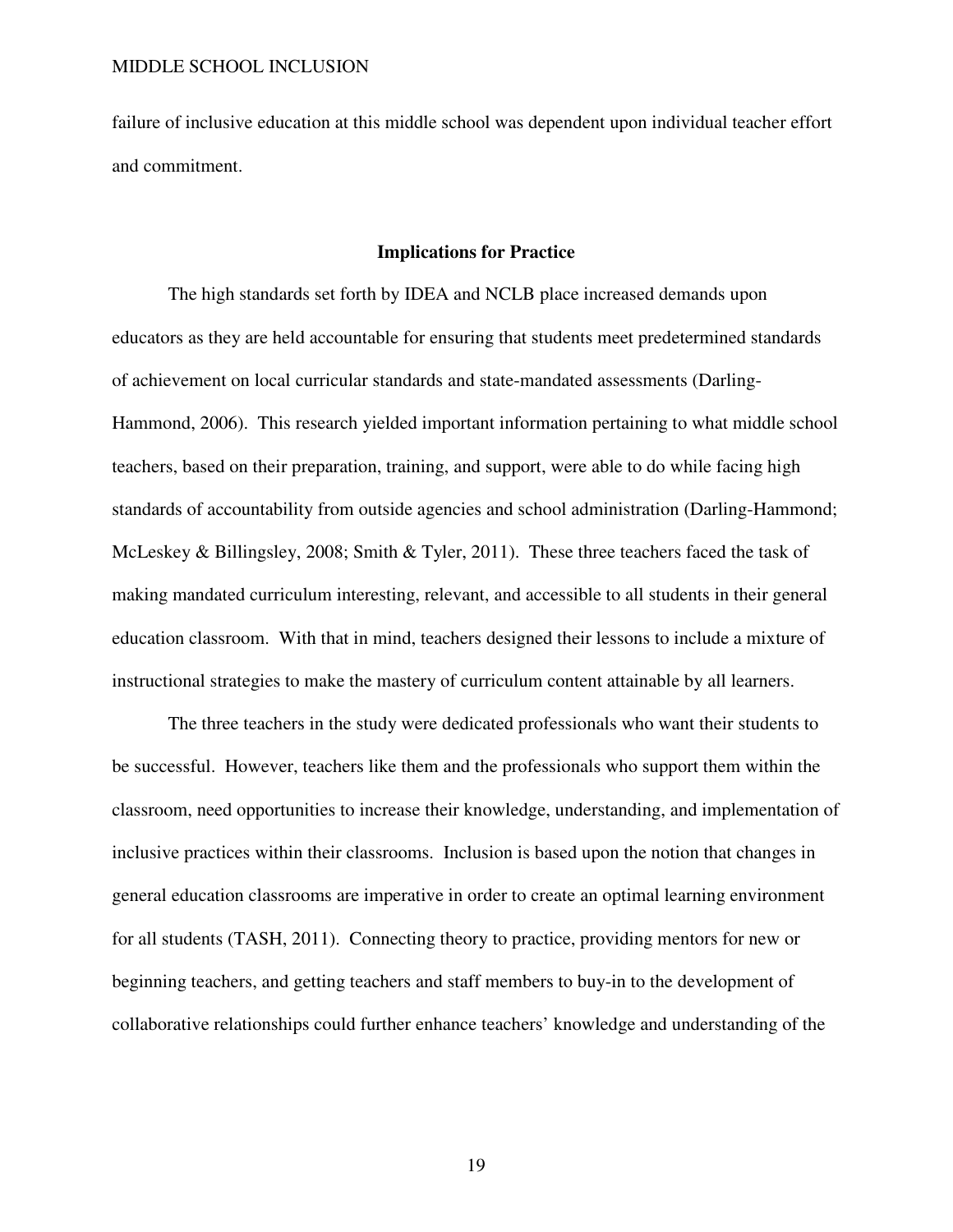failure of inclusive education at this middle school was dependent upon individual teacher effort and commitment.

## Implications for Practice

The high standards set forth by IDEA and NCLB place increased demands upon educators as they are held accountable for ensuring that students meet predetermined standards of achievement on local curricular standards and state-mandated assessments (Darling-Hammond, 2006). This research yielded important information pertaining to what middle school teachers, based on their preparation, training, and support, were able to do while facing high standards of accountability from outside agencies and school administration (Darling-Hammond; McLeskey & Billingsley, 2008; Smith & Tyler, 2011). These three teachers faced the task of making mandated curriculum interesting, relevant, and accessible to all students in their general education classroom. With that in mind, teachers designed their lessons to include a mixture of instructional strategies to make the mastery of curriculum content attainable by all learners.

The three teachers in the study were dedicated professionals who want their students to be successful. However, teachers like them and the professionals who support them within the classroom, need opportunities to increase their knowledge, understanding, and implementation of inclusive practices within their classrooms. Inclusion is based upon the notion that changes in general education classrooms are imperative in order to create an optimal learning environment for all students (TASH, 2011). Connecting theory to practice, providing mentors for new or beginning teachers, and getting teachers and staff members to buy-in to the development of collaborative relationships could further enhance teachers' knowledge and understanding of the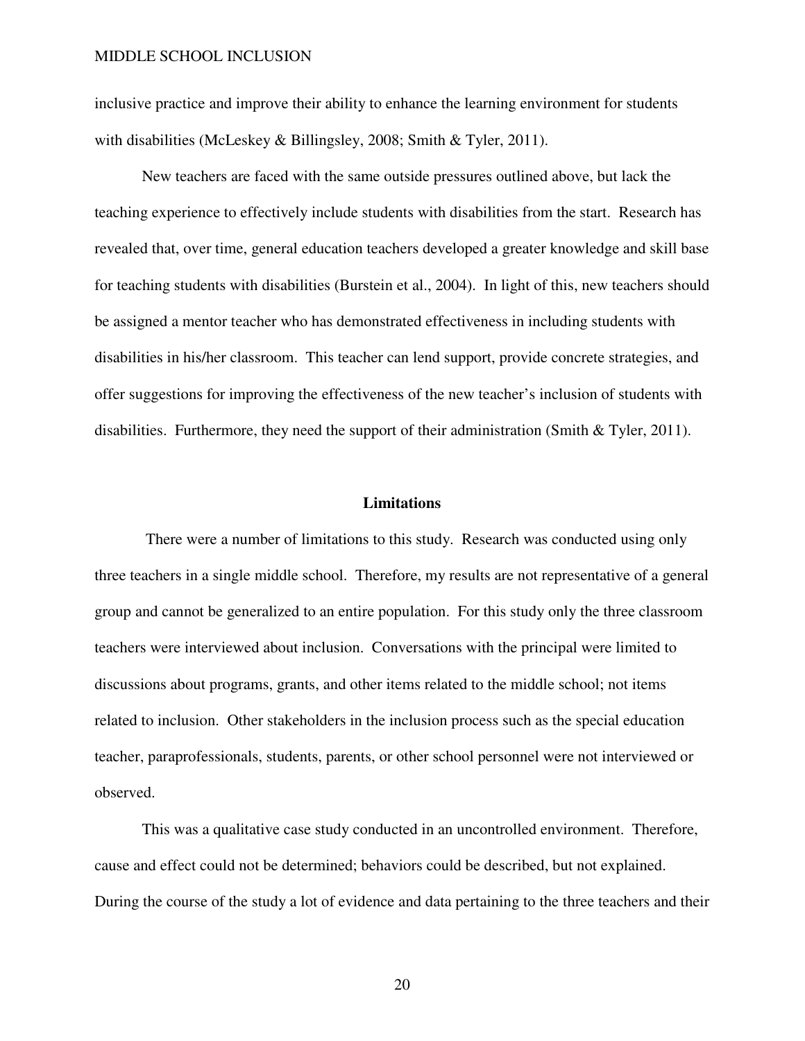inclusive practice and improve their ability to enhance the learning environment for students with disabilities (McLeskey & Billingsley, 2008; Smith & Tyler, 2011).

New teachers are faced with the same outside pressures outlined above, but lack the teaching experience to effectively include students with disabilities from the start. Research has revealed that, over time, general education teachers developed a greater knowledge and skill base for teaching students with disabilities (Burstein et al., 2004). In light of this, new teachers should be assigned a mentor teacher who has demonstrated effectiveness in including students with disabilities in his/her classroom. This teacher can lend support, provide concrete strategies, and offer suggestions for improving the effectiveness of the new teacher's inclusion of students with disabilities. Furthermore, they need the support of their administration (Smith & Tyler, 2011).

## Limitations

There were a number of limitations to this study. Research was conducted using only three teachers in a single middle school. Therefore, my results are not representative of a general group and cannot be generalized to an entire population. For this study only the three classroom teachers were interviewed about inclusion. Conversations with the principal were limited to discussions about programs, grants, and other items related to the middle school; not items related to inclusion. Other stakeholders in the inclusion process such as the special education teacher, paraprofessionals, students, parents, or other school personnel were not interviewed or observed.

This was a qualitative case study conducted in an uncontrolled environment. Therefore, cause and effect could not be determined; behaviors could be described, but not explained. During the course of the study a lot of evidence and data pertaining to the three teachers and their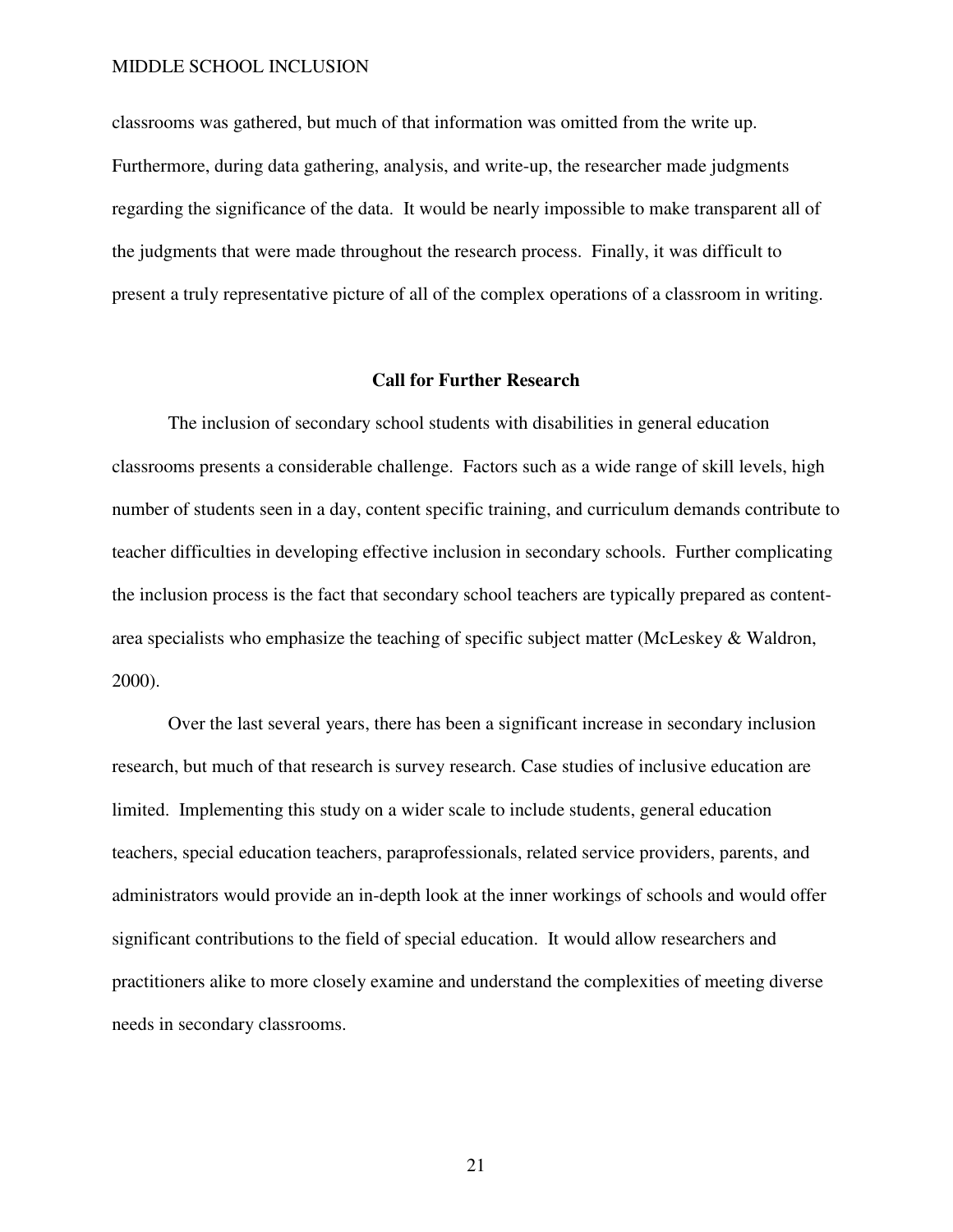classrooms was gathered, but much of that information was omitted from the write up. Furthermore, during data gathering, analysis, and write-up, the researcher made judgments regarding the significance of the data. It would be nearly impossible to make transparent all of the judgments that were made throughout the research process. Finally, it was difficult to present a truly representative picture of all of the complex operations of a classroom in writing.

## Call for Further Research

The inclusion of secondary school students with disabilities in general education classrooms presents a considerable challenge. Factors such as a wide range of skill levels, high number of students seen in a day, content specific training, and curriculum demands contribute to teacher difficulties in developing effective inclusion in secondary schools. Further complicating the inclusion process is the fact that secondary school teachers are typically prepared as content-area specialists who emphasize the teaching of specific subject matter (McLeskey & Waldron, 2000).

Over the last several years, there has been a significant increase in secondary inclusion research, but much of that research is survey research. Case studies of inclusive education are limited. Implementing this study on a wider scale to include students, general education teachers, special education teachers, paraprofessionals, related service providers, parents, and administrators would provide an in-depth look at the inner workings of schools and would offer significant contributions to the field of special education. It would allow researchers and practitioners alike to more closely examine and understand the complexities of meeting diverse needs in secondary classrooms.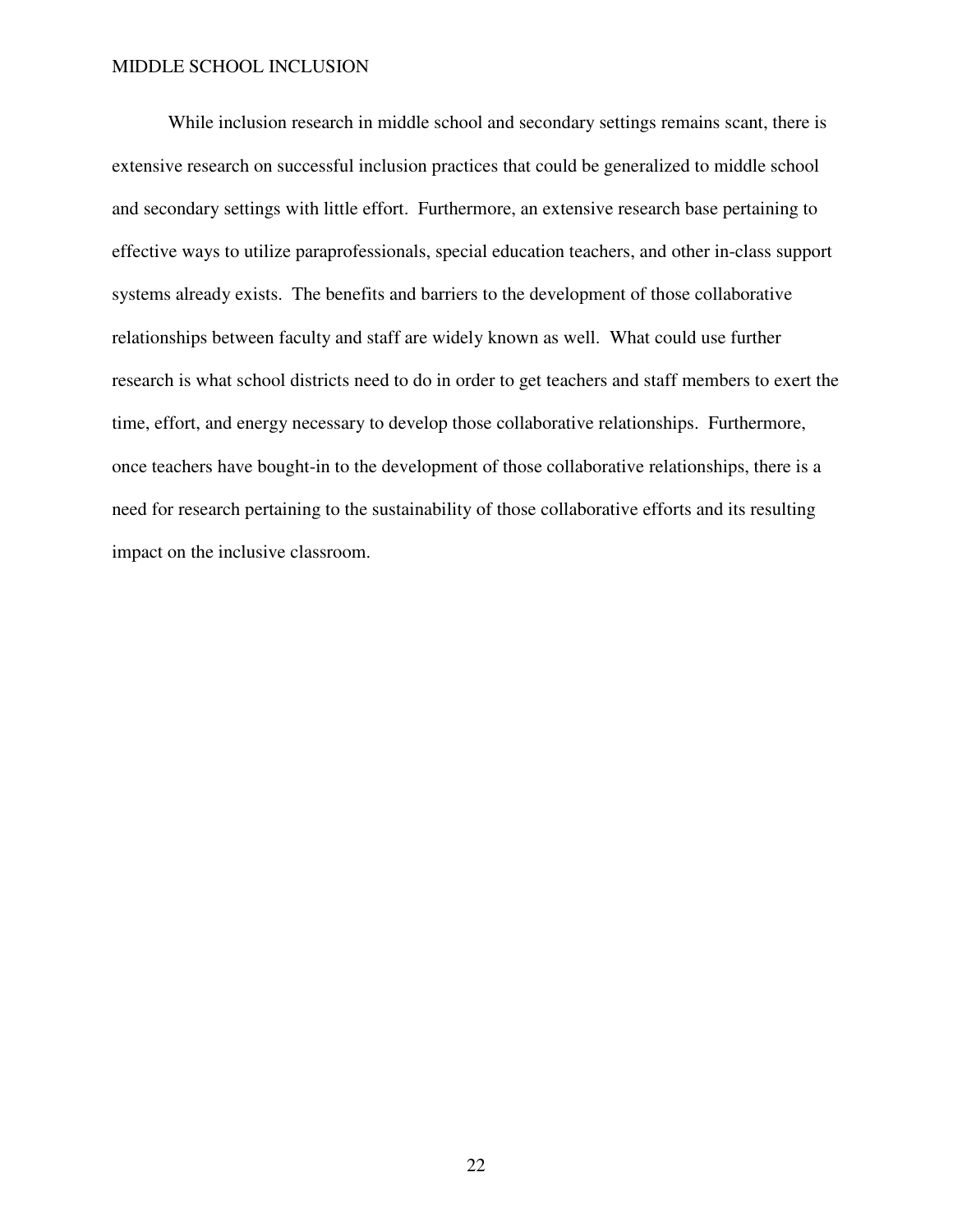While inclusion research in middle school and secondary settings remains scant, there is extensive research on successful inclusion practices that could be generalized to middle school and secondary settings with little effort. Furthermore, an extensive research base pertaining to effective ways to utilize paraprofessionals, special education teachers, and other in-class support systems already exists. The benefits and barriers to the development of those collaborative relationships between faculty and staff are widely known as well. What could use further research is what school districts need to do in order to get teachers and staff members to exert the time, effort, and energy necessary to develop those collaborative relationships. Furthermore, once teachers have bought-in to the development of those collaborative relationships, there is a need for research pertaining to the sustainability of those collaborative efforts and its resulting impact on the inclusive classroom.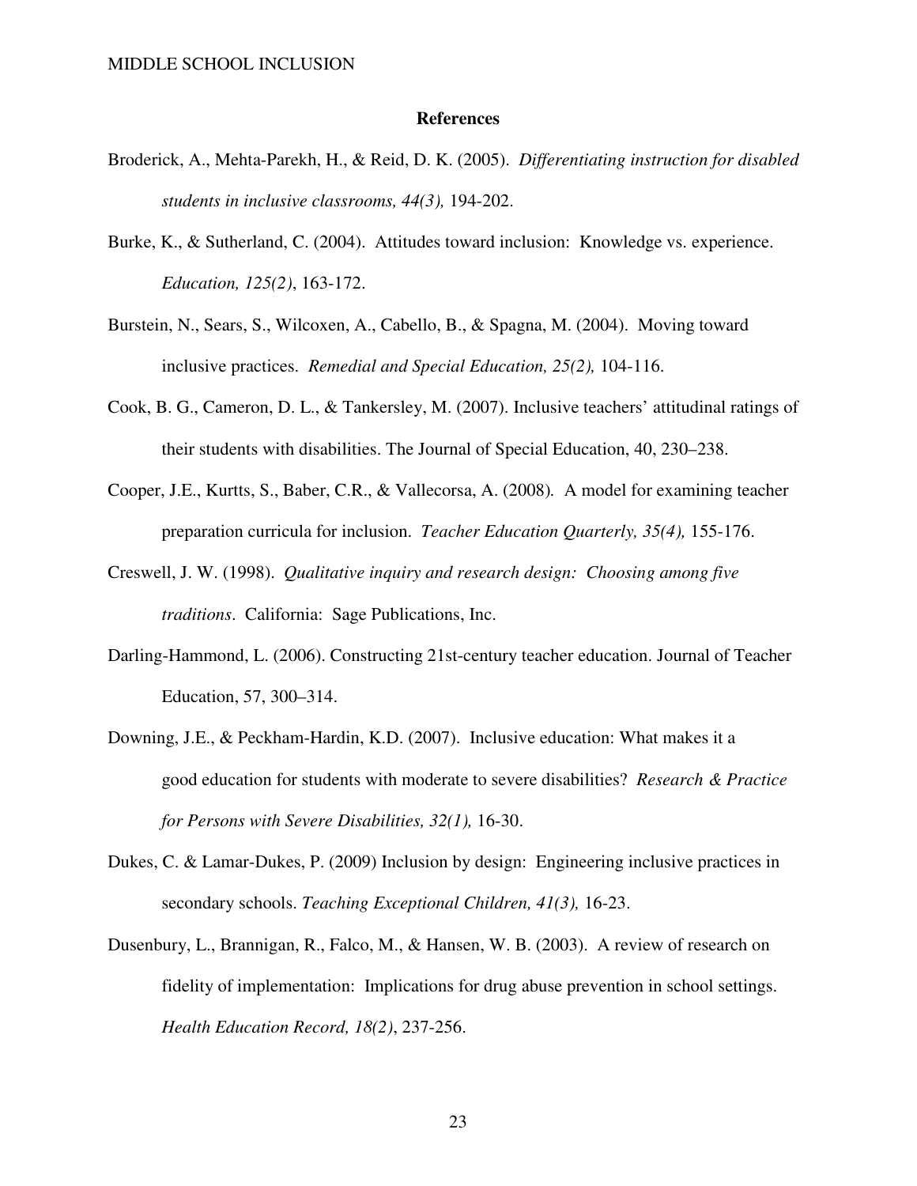**References**

Broderick, A., Mehta-Parekh, H., & Reid, D. K. (2005). *Differentiating instruction for disabled students in inclusive classrooms, 44(3),* 194-202.

Burke, K., & Sutherland, C. (2004). Attitudes toward inclusion: Knowledge vs. experience. *Education, 125(2)*, 163-172.

Burstein, N., Sears, S., Wilcoxen, A., Cabello, B., & Spagna, M. (2004). Moving toward inclusive practices. *Remedial and Special Education, 25(2),* 104-116.

Cook, B. G., Cameron, D. L., & Tankersley, M. (2007). Inclusive teachers' attitudinal ratings of their students with disabilities. The Journal of Special Education, 40, 230–238.

Cooper, J.E., Kurtts, S., Baber, C.R., & Vallecorsa, A. (2008). A model for examining teacher preparation curricula for inclusion. *Teacher Education Quarterly, 35(4),* 155-176.

Creswell, J. W. (1998). *Qualitative inquiry and research design: Choosing among five traditions*. California: Sage Publications, Inc.

Darling-Hammond, L. (2006). Constructing 21st-century teacher education. Journal of Teacher Education, 57, 300–314.

Downing, J.E., & Peckham-Hardin, K.D. (2007). Inclusive education: What makes it a good education for students with moderate to severe disabilities? *Research & Practice for Persons with Severe Disabilities, 32(1),* 16-30.

Dukes, C. & Lamar-Dukes, P. (2009) Inclusion by design: Engineering inclusive practices in secondary schools. *Teaching Exceptional Children, 41(3),* 16-23.

Dusenbury, L., Brannigan, R., Falco, M., & Hansen, W. B. (2003). A review of research on fidelity of implementation: Implications for drug abuse prevention in school settings. *Health Education Record, 18(2)*, 237-256.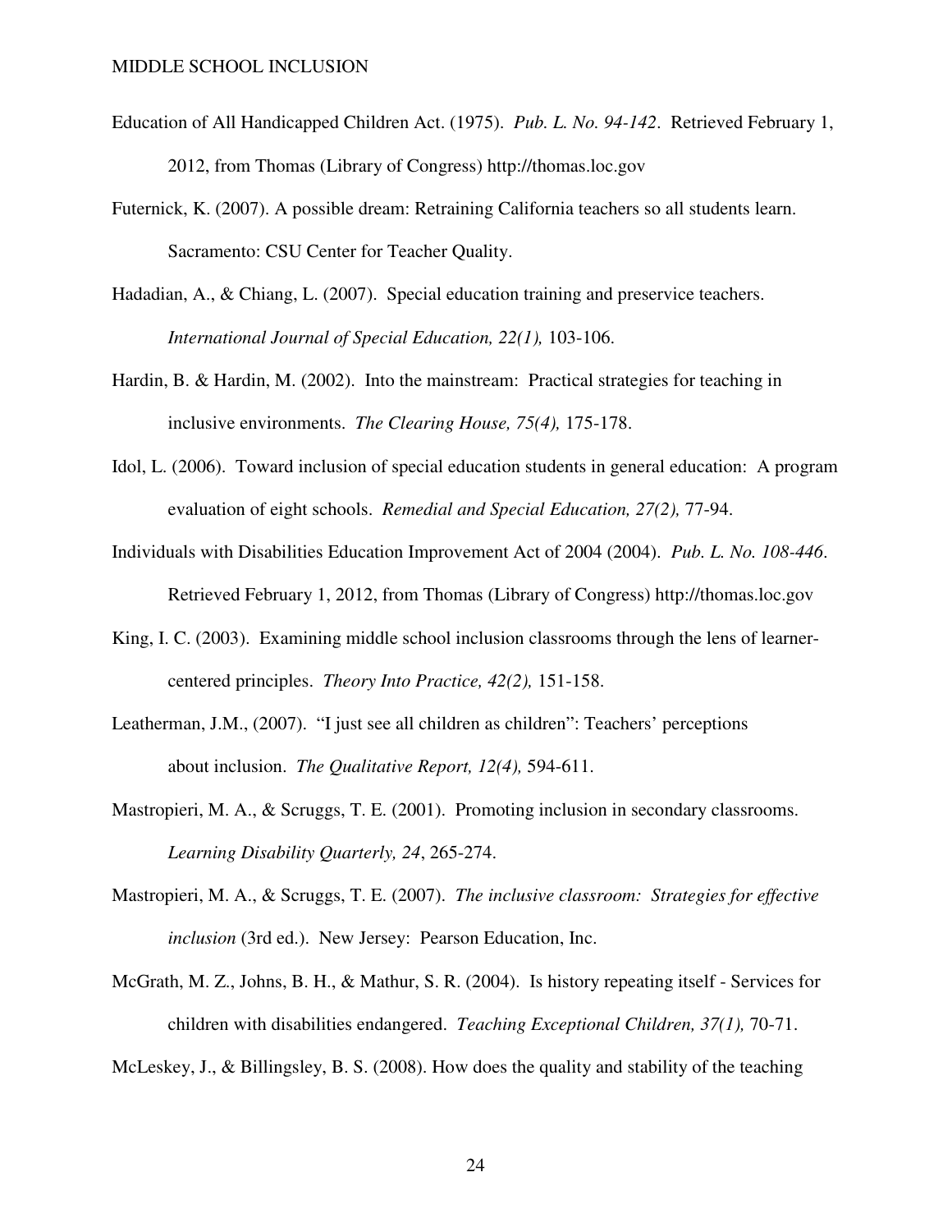Education of All Handicapped Children Act. (1975). *Pub. L. No. 94-142*. Retrieved February 1, 2012, from Thomas (Library of Congress) http://thomas.loc.gov

Futernick, K. (2007). A possible dream: Retraining California teachers so all students learn. Sacramento: CSU Center for Teacher Quality.

Hadadian, A., & Chiang, L. (2007). Special education training and preservice teachers. *International Journal of Special Education, 22(1),* 103-106.

Hardin, B. & Hardin, M. (2002). Into the mainstream: Practical strategies for teaching in inclusive environments. *The Clearing House, 75(4),* 175-178.

Idol, L. (2006). Toward inclusion of special education students in general education: A program evaluation of eight schools. *Remedial and Special Education, 27(2),* 77-94.

Individuals with Disabilities Education Improvement Act of 2004 (2004). *Pub. L. No. 108-446*. Retrieved February 1, 2012, from Thomas (Library of Congress) http://thomas.loc.gov

King, I. C. (2003). Examining middle school inclusion classrooms through the lens of learner-centered principles. *Theory Into Practice, 42(2),* 151-158.

Leatherman, J.M., (2007). "I just see all children as children": Teachers' perceptions about inclusion. *The Qualitative Report, 12(4),* 594-611.

Mastropieri, M. A., & Scruggs, T. E. (2001). Promoting inclusion in secondary classrooms. *Learning Disability Quarterly, 24*, 265-274.

Mastropieri, M. A., & Scruggs, T. E. (2007). *The inclusive classroom: Strategies for effective inclusion* (3rd ed.). New Jersey: Pearson Education, Inc.

McGrath, M. Z., Johns, B. H., & Mathur, S. R. (2004). Is history repeating itself - Services for children with disabilities endangered. *Teaching Exceptional Children, 37(1),* 70-71.

McLeskey, J., & Billingsley, B. S. (2008). How does the quality and stability of the teaching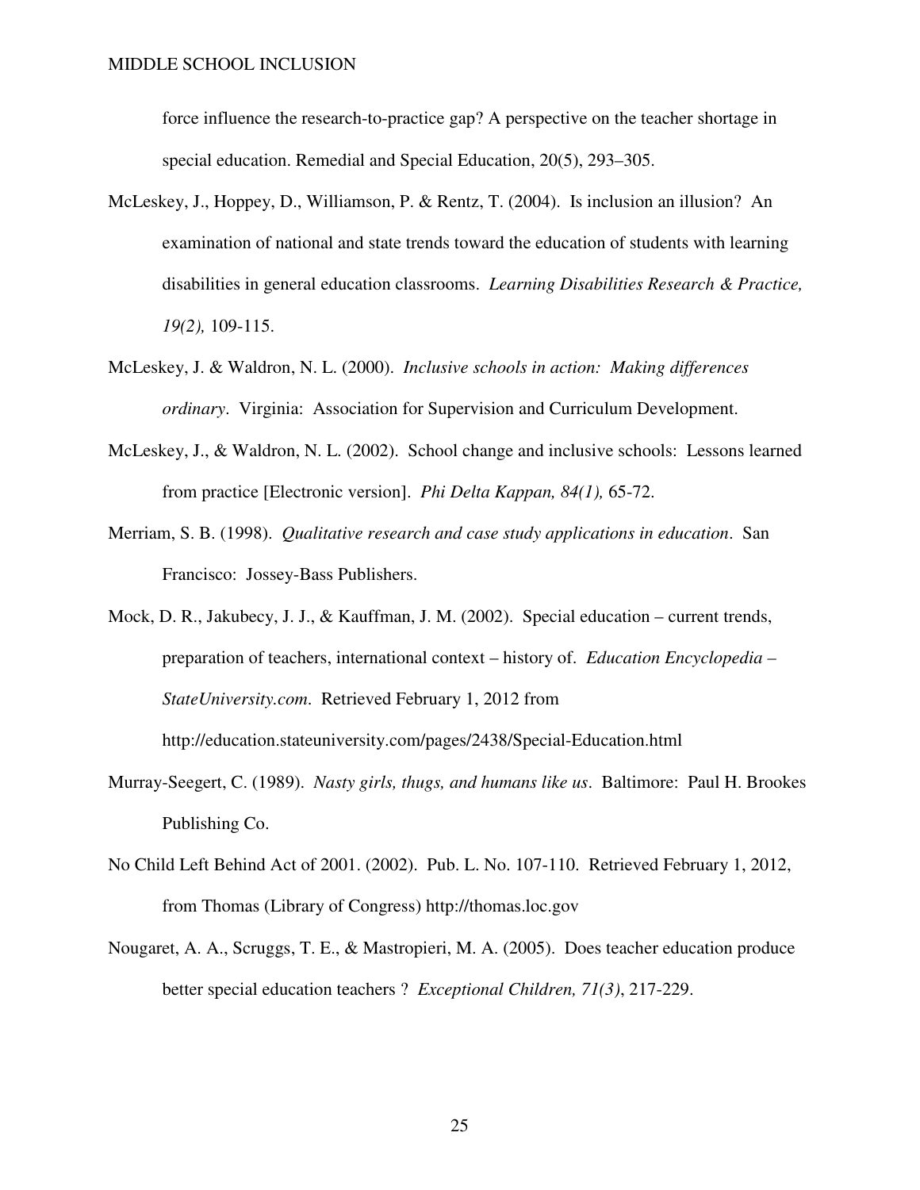force influence the research-to-practice gap? A perspective on the teacher shortage in special education. Remedial and Special Education, 20(5), 293–305.

McLeskey, J., Hoppey, D., Williamson, P. & Rentz, T. (2004). Is inclusion an illusion? An examination of national and state trends toward the education of students with learning disabilities in general education classrooms. *Learning Disabilities Research & Practice, 19(2),* 109-115.

McLeskey, J. & Waldron, N. L. (2000). *Inclusive schools in action: Making differences ordinary*. Virginia: Association for Supervision and Curriculum Development.

McLeskey, J., & Waldron, N. L. (2002). School change and inclusive schools: Lessons learned from practice [Electronic version]. *Phi Delta Kappan, 84(1),* 65-72.

Merriam, S. B. (1998). *Qualitative research and case study applications in education*. San Francisco: Jossey-Bass Publishers.

Mock, D. R., Jakubecy, J. J., & Kauffman, J. M. (2002). Special education – current trends, preparation of teachers, international context – history of. *Education Encyclopedia – StateUniversity.com*. Retrieved February 1, 2012 from http://education.stateuniversity.com/pages/2438/Special-Education.html

Murray-Seegert, C. (1989). *Nasty girls, thugs, and humans like us*. Baltimore: Paul H. Brookes Publishing Co.

No Child Left Behind Act of 2001. (2002). Pub. L. No. 107-110. Retrieved February 1, 2012, from Thomas (Library of Congress) http://thomas.loc.gov

Nougaret, A. A., Scruggs, T. E., & Mastropieri, M. A. (2005). Does teacher education produce better special education teachers ? *Exceptional Children, 71(3)*, 217-229.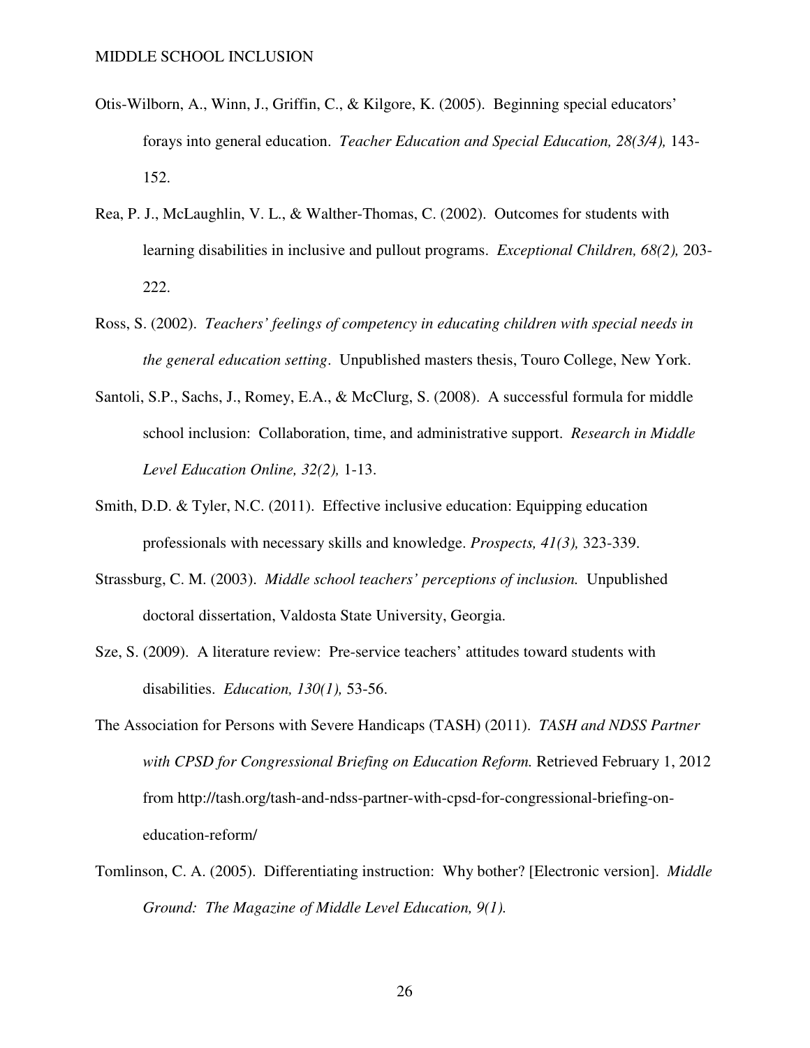Otis-Wilborn, A., Winn, J., Griffin, C., & Kilgore, K. (2005). Beginning special educators' forays into general education. *Teacher Education and Special Education, 28(3/4),* 143-152.

Rea, P. J., McLaughlin, V. L., & Walther-Thomas, C. (2002). Outcomes for students with learning disabilities in inclusive and pullout programs. *Exceptional Children, 68(2),* 203-222.

Ross, S. (2002). *Teachers' feelings of competency in educating children with special needs in the general education setting*. Unpublished masters thesis, Touro College, New York.

Santoli, S.P., Sachs, J., Romey, E.A., & McClurg, S. (2008). A successful formula for middle school inclusion: Collaboration, time, and administrative support. *Research in Middle Level Education Online, 32(2),* 1-13.

Smith, D.D. & Tyler, N.C. (2011). Effective inclusive education: Equipping education professionals with necessary skills and knowledge. *Prospects, 41(3),* 323-339.

Strassburg, C. M. (2003). *Middle school teachers' perceptions of inclusion.* Unpublished doctoral dissertation, Valdosta State University, Georgia.

Sze, S. (2009). A literature review: Pre-service teachers' attitudes toward students with disabilities. *Education, 130(1),* 53-56.

The Association for Persons with Severe Handicaps (TASH) (2011). *TASH and NDSS Partner with CPSD for Congressional Briefing on Education Reform.* Retrieved February 1, 2012 from http://tash.org/tash-and-ndss-partner-with-cpsd-for-congressional-briefing-on-education-reform/

Tomlinson, C. A. (2005). Differentiating instruction: Why bother? [Electronic version]. *Middle Ground: The Magazine of Middle Level Education, 9(1).*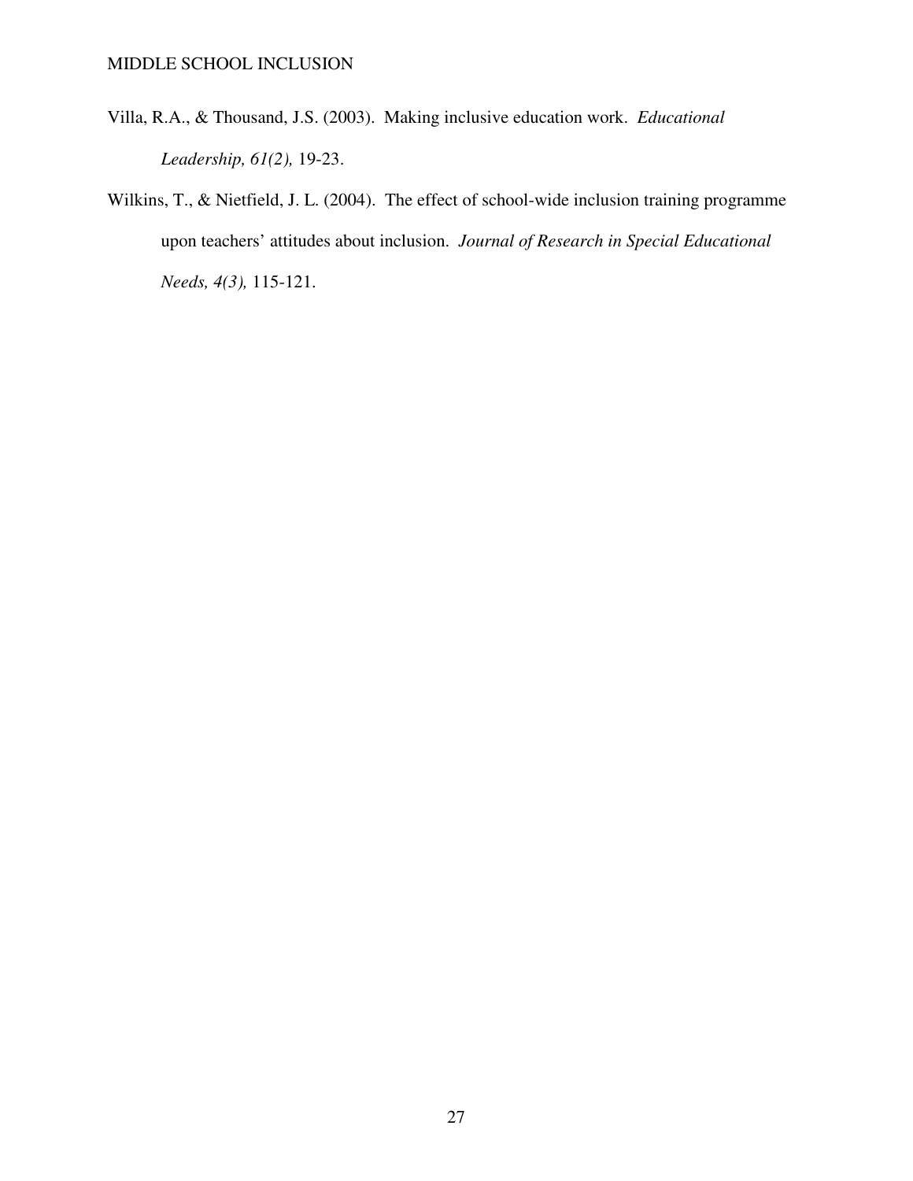Villa, R.A., & Thousand, J.S. (2003). Making inclusive education work. *Educational Leadership, 61(2),* 19-23.

Wilkins, T., & Nietfield, J. L. (2004). The effect of school-wide inclusion training programme upon teachers' attitudes about inclusion. *Journal of Research in Special Educational Needs, 4(3),* 115-121.